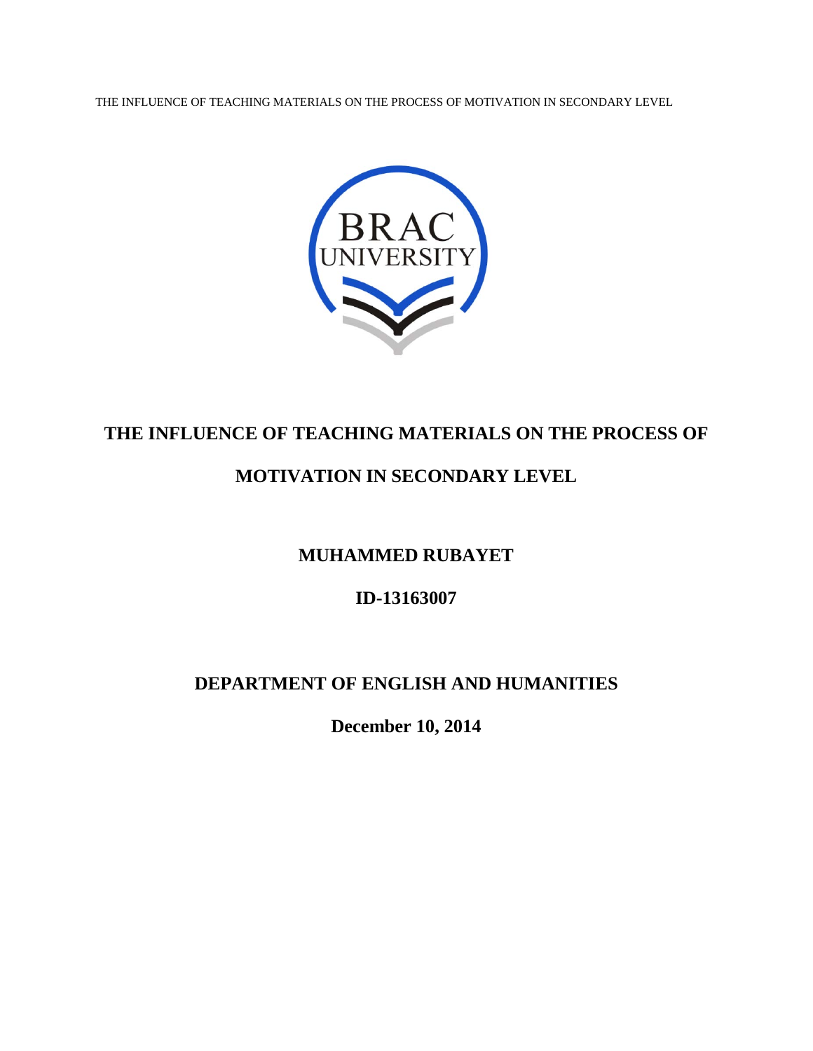# THE INFLUENCE OF TEACHING MATERIALS ON THE PROCESS OF MOTIVATION IN SECONDARY LEVEL

**MUHAMMED RUBAYET**

**ID-13163007**

**DEPARTMENT OF ENGLISH AND HUMANITIES**

**December 10, 2014**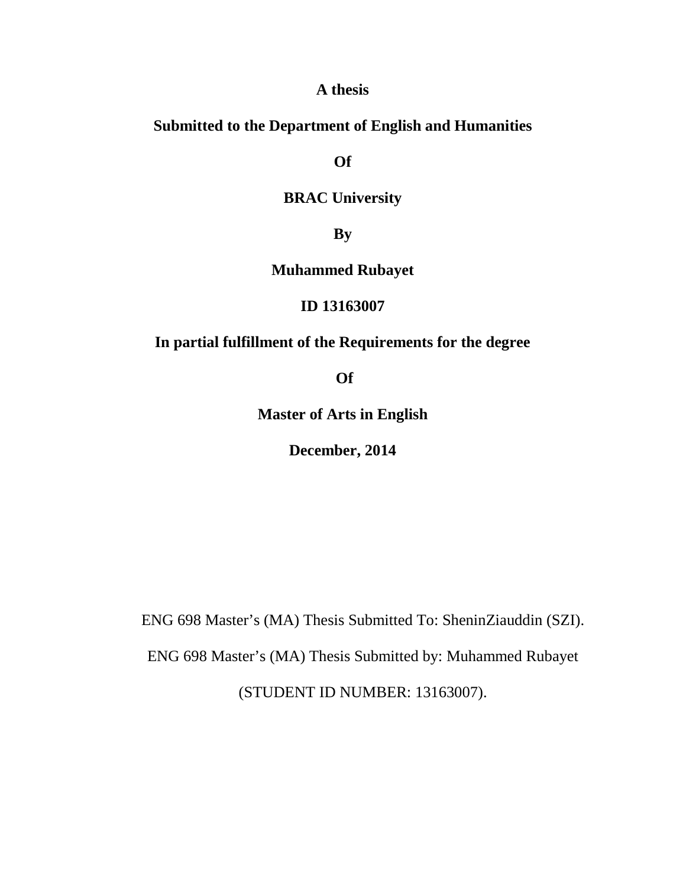**A thesis**

**Submitted to the Department of English and Humanities**

**Of**

**BRAC University**

**By**

**Muhammed Rubayet**

**ID 13163007**

**In partial fulfillment of the Requirements for the degree**

**Of**

**Master of Arts in English**

**December, 2014**

ENG 698 Master's (MA) Thesis Submitted To: SheninZiauddin (SZI).

ENG 698 Master's (MA) Thesis Submitted by: Muhammed Rubayet

(STUDENT ID NUMBER: 13163007).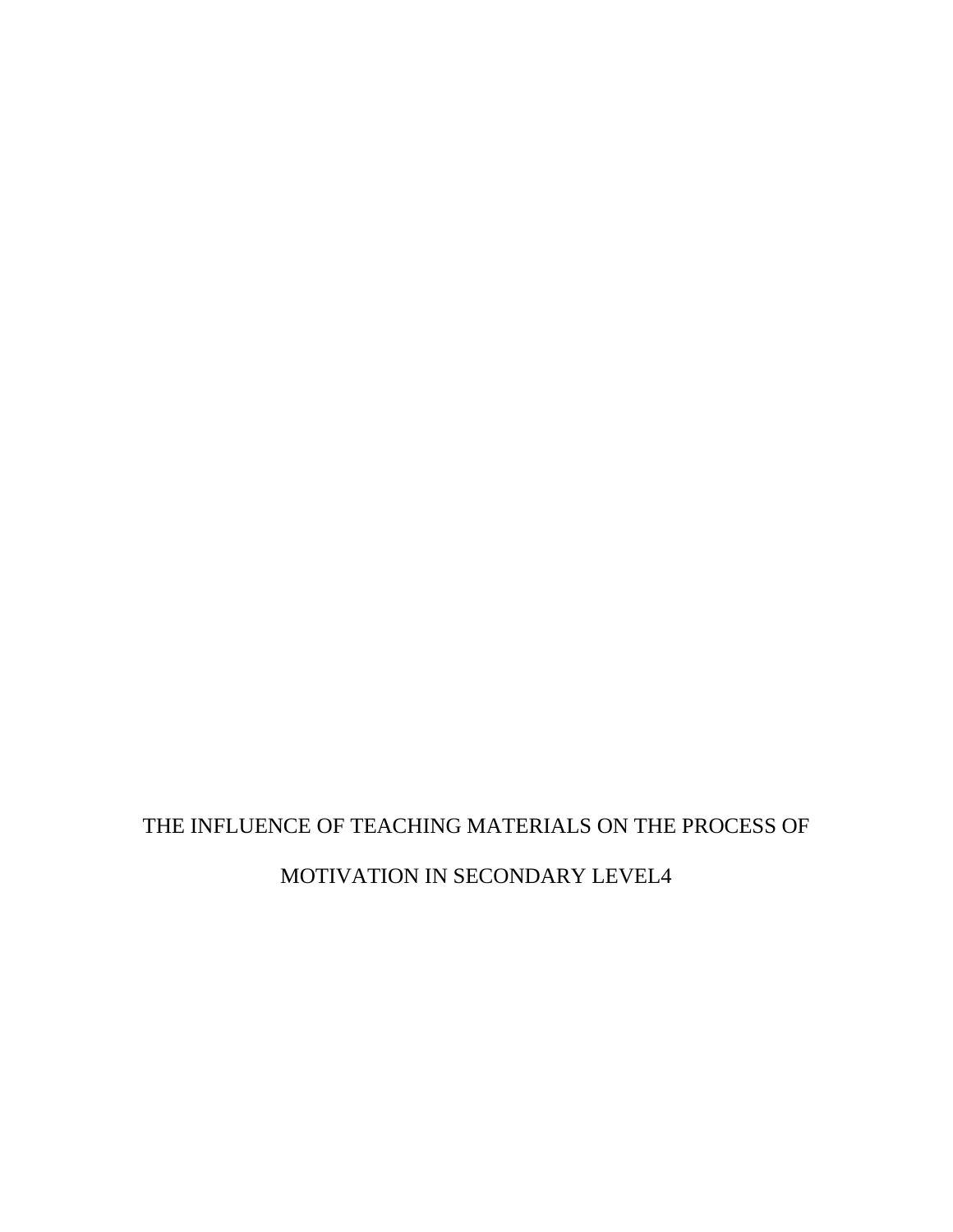THE INFLUENCE OF TEACHING MATERIALS ON THE PROCESS OF MOTIVATION IN SECONDARY LEVEL4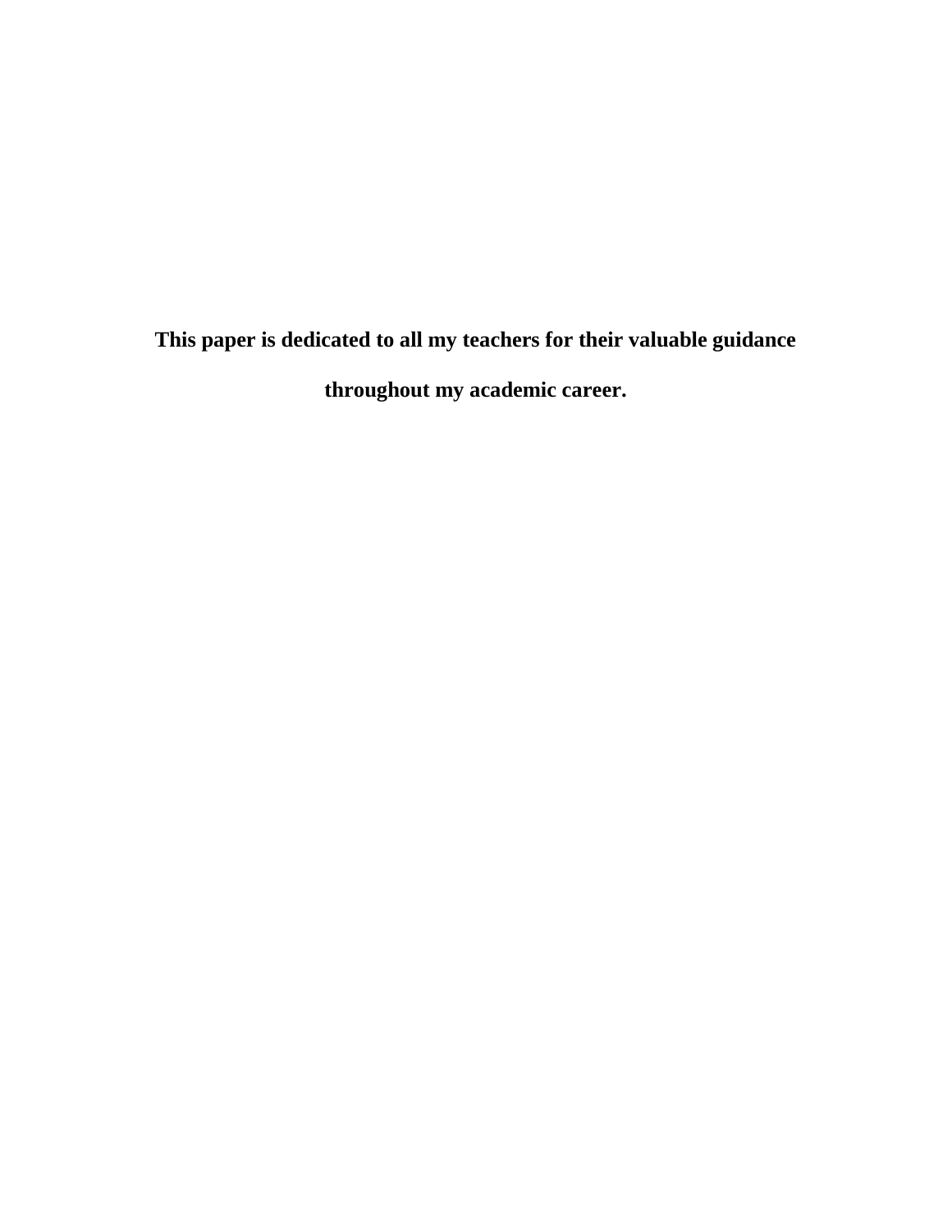**This paper is dedicated to all my teachers for their valuable guidance throughout my academic career.**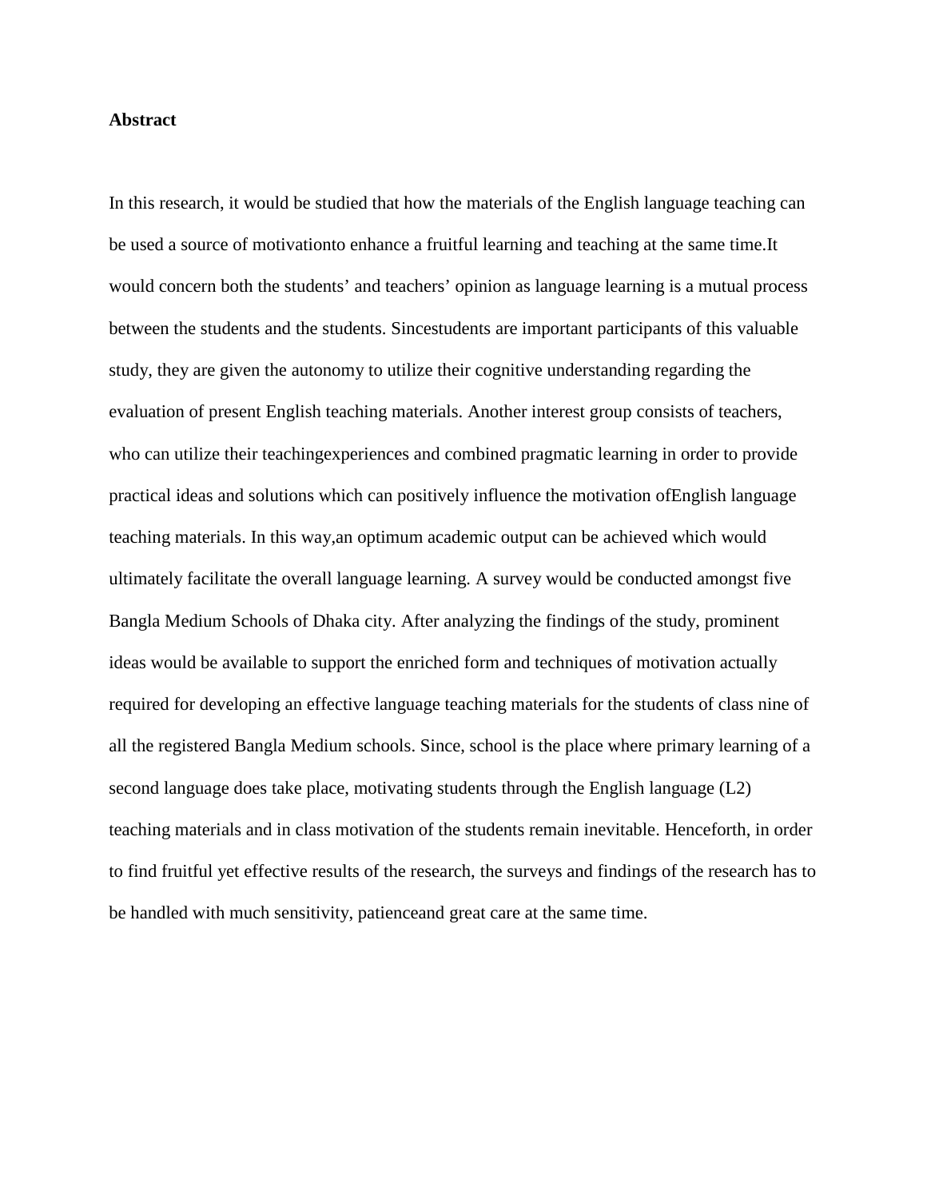**Abstract**

In this research, it would be studied that how the materials of the English language teaching can be used a source of motivationto enhance a fruitful learning and teaching at the same time.It would concern both the students' and teachers' opinion as language learning is a mutual process between the students and the students. Sincestudents are important participants of this valuable study, they are given the autonomy to utilize their cognitive understanding regarding the evaluation of present English teaching materials. Another interest group consists of teachers, who can utilize their teachingexperiences and combined pragmatic learning in order to provide practical ideas and solutions which can positively influence the motivation ofEnglish language teaching materials. In this way,an optimum academic output can be achieved which would ultimately facilitate the overall language learning. A survey would be conducted amongst five Bangla Medium Schools of Dhaka city. After analyzing the findings of the study, prominent ideas would be available to support the enriched form and techniques of motivation actually required for developing an effective language teaching materials for the students of class nine of all the registered Bangla Medium schools. Since, school is the place where primary learning of a second language does take place, motivating students through the English language (L2) teaching materials and in class motivation of the students remain inevitable. Henceforth, in order to find fruitful yet effective results of the research, the surveys and findings of the research has to be handled with much sensitivity, patienceand great care at the same time.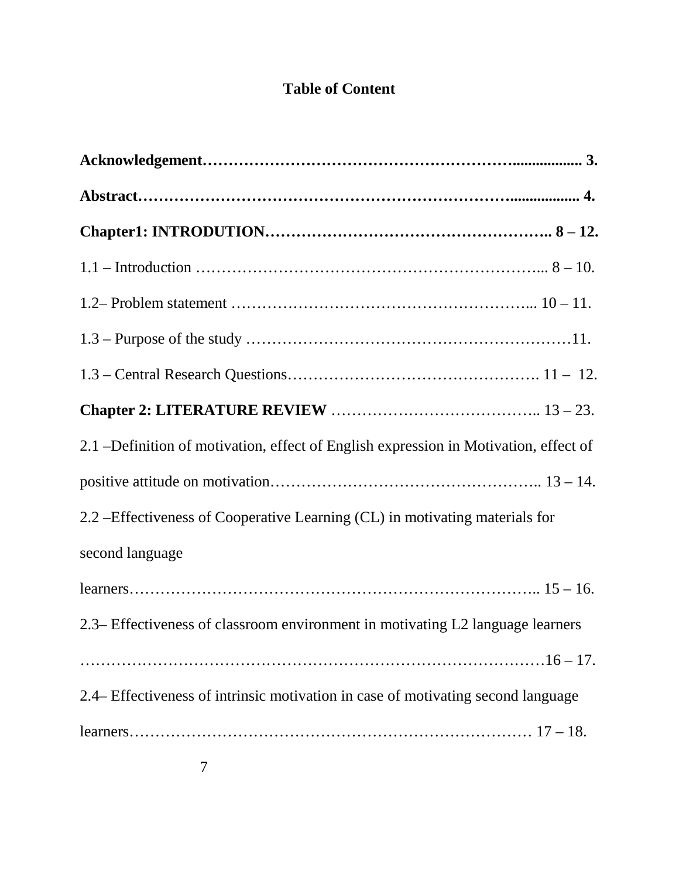# Table of Content

**Acknowledgement…………………………………………………….................. 3.**

**Abstract…………………………………………………………….................. 4.**

**Chapter1: INTRODUTION……………………………………………….. 8 – 12.**

1.1 – Introduction …………………………………………………………... 8 – 10.

1.2– Problem statement ………………………………………………... 10 – 11.

1.3 – Purpose of the study ……………………………………………………11.

1.3 – Central Research Questions…………………………………………. 11 – 12.

**Chapter 2: LITERATURE REVIEW** ………………………………….. 13 – 23.

2.1 –Definition of motivation, effect of English expression in Motivation, effect of positive attitude on motivation…………………………………………….. 13 – 14.

2.2 –Effectiveness of Cooperative Learning (CL) in motivating materials for second language learners………………………………………………………………….. 15 – 16.

2.3– Effectiveness of classroom environment in motivating L2 language learners ……………………………………………………………………………16 – 17.

2.4– Effectiveness of intrinsic motivation in case of motivating second language learners………………………………………………………………… 17 – 18.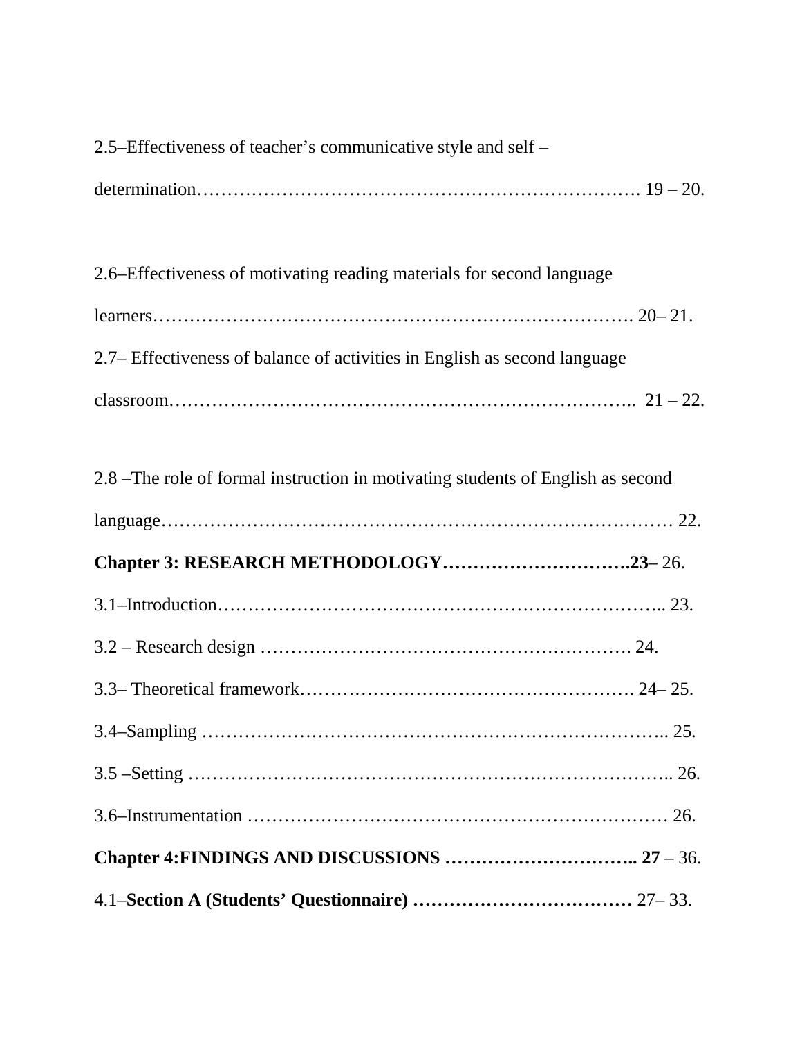2.5–Effectiveness of teacher's communicative style and self – determination…………………………………………………………… 19 – 20.

2.6–Effectiveness of motivating reading materials for second language learners………………………………………………………………… 20– 21.

2.7– Effectiveness of balance of activities in English as second language classroom……………………………………………………………..  21 – 22.

2.8 –The role of formal instruction in motivating students of English as second language……………………………………………………………………… 22.

**Chapter 3: RESEARCH METHODOLOGY………………………….23**– 26.

3.1–Introduction…………………………………………………………….. 23.

3.2 – Research design ……………………………………………………. 24.

3.3– Theoretical framework………………………………………………. 24– 25.

3.4–Sampling ……………………………………………………………….. 25.

3.5 –Setting ………………………………………………………………….. 26.

3.6–Instrumentation …………………………………………………………… 26.

**Chapter 4:FINDINGS AND DISCUSSIONS ………………………….. 27** – 36.

4.1–**Section A (Students' Questionnaire) ………………………………** 27– 33.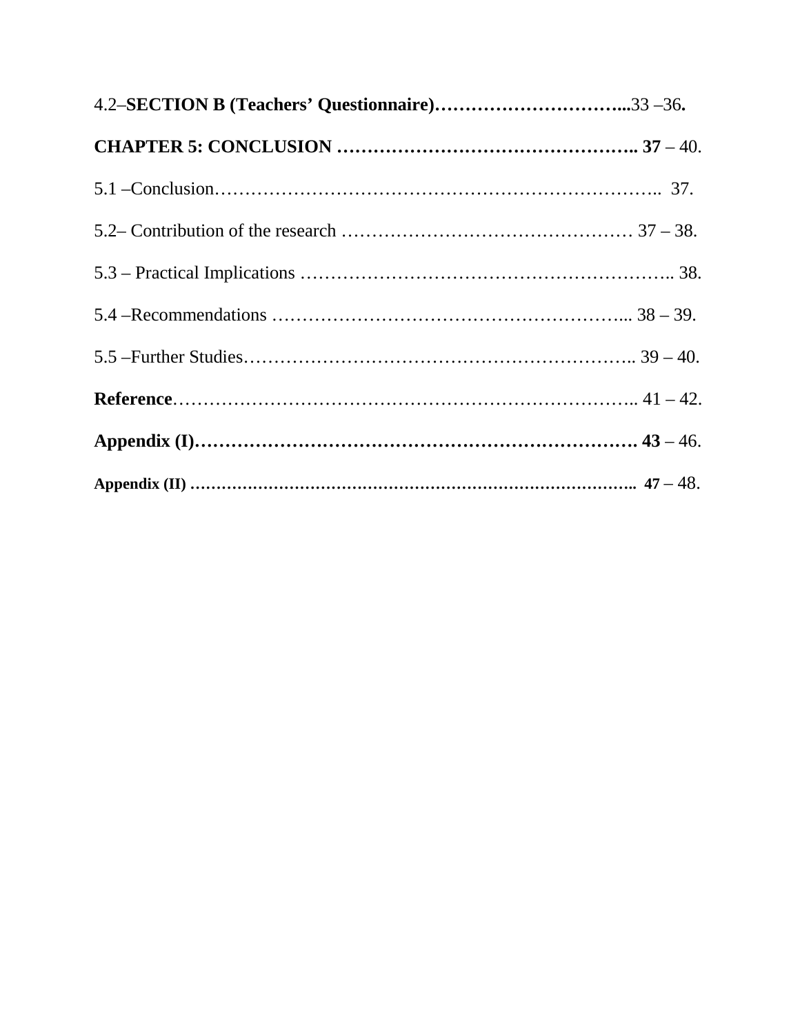4.2–**SECTION B (Teachers' Questionnaire)…………………………...**33 –36**.**

**CHAPTER 5: CONCLUSION ………………………………………….. 37** – 40.

5.1 –Conclusion……………………………………………………………….. 37.

5.2– Contribution of the research ………………………………………… 37 – 38.

5.3 – Practical Implications ………………………………………………….. 38.

5.4 –Recommendations ………………………………………………... 38 – 39.

5.5 –Further Studies……………………………………………………….. 39 – 40.

**Reference**………………………………………………………………….. 41 – 42.

**Appendix (I)……………………………………………………………… 43** – 46.

**Appendix (II) ………………………………………………………………….. 47** – 48.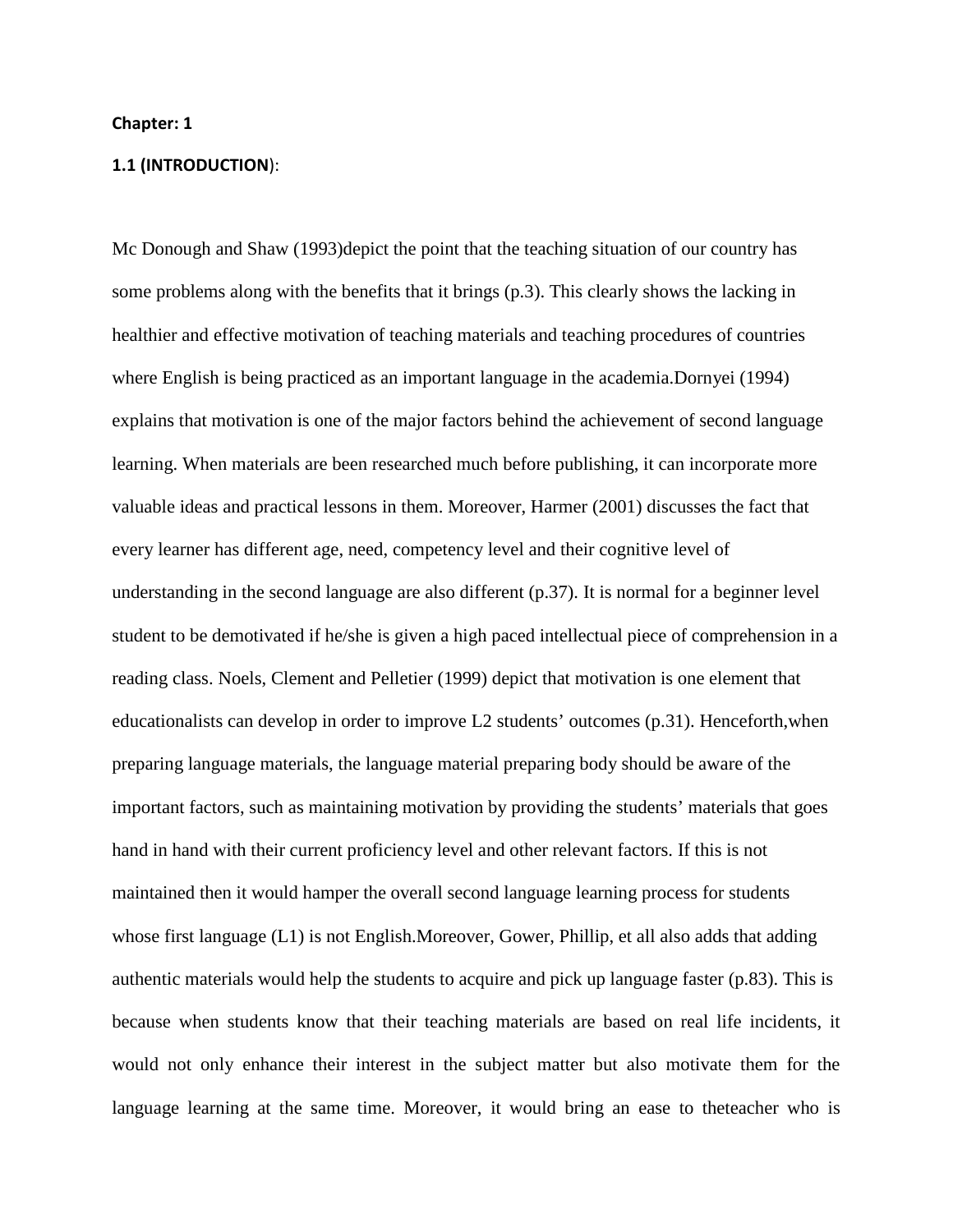**Chapter: 1**

**1.1 (INTRODUCTION)**:

Mc Donough and Shaw (1993)depict the point that the teaching situation of our country has some problems along with the benefits that it brings (p.3). This clearly shows the lacking in healthier and effective motivation of teaching materials and teaching procedures of countries where English is being practiced as an important language in the academia.Dornyei (1994) explains that motivation is one of the major factors behind the achievement of second language learning. When materials are been researched much before publishing, it can incorporate more valuable ideas and practical lessons in them. Moreover, Harmer (2001) discusses the fact that every learner has different age, need, competency level and their cognitive level of understanding in the second language are also different (p.37). It is normal for a beginner level student to be demotivated if he/she is given a high paced intellectual piece of comprehension in a reading class. Noels, Clement and Pelletier (1999) depict that motivation is one element that educationalists can develop in order to improve L2 students' outcomes (p.31). Henceforth,when preparing language materials, the language material preparing body should be aware of the important factors, such as maintaining motivation by providing the students' materials that goes hand in hand with their current proficiency level and other relevant factors. If this is not maintained then it would hamper the overall second language learning process for students whose first language (L1) is not English.Moreover, Gower, Phillip, et all also adds that adding authentic materials would help the students to acquire and pick up language faster (p.83). This is because when students know that their teaching materials are based on real life incidents, it would not only enhance their interest in the subject matter but also motivate them for the language learning at the same time. Moreover, it would bring an ease to theteacher who is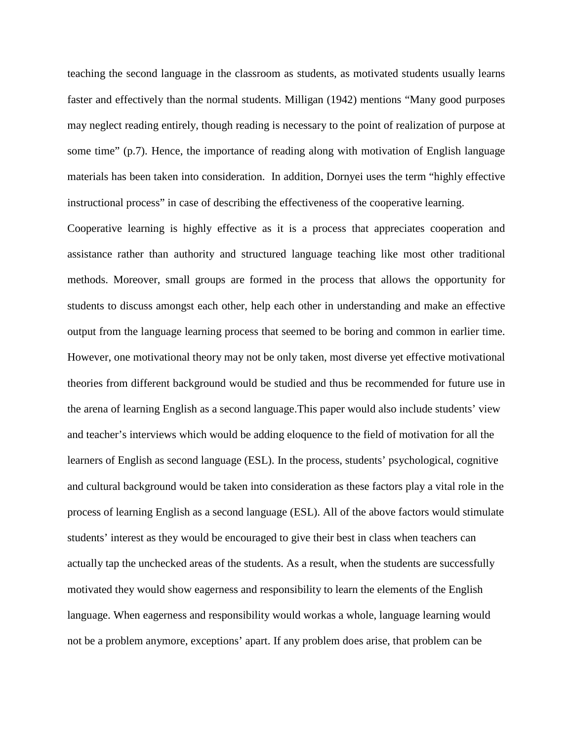teaching the second language in the classroom as students, as motivated students usually learns faster and effectively than the normal students. Milligan (1942) mentions “Many good purposes may neglect reading entirely, though reading is necessary to the point of realization of purpose at some time” (p.7). Hence, the importance of reading along with motivation of English language materials has been taken into consideration. In addition, Dornyei uses the term “highly effective instructional process” in case of describing the effectiveness of the cooperative learning.

Cooperative learning is highly effective as it is a process that appreciates cooperation and assistance rather than authority and structured language teaching like most other traditional methods. Moreover, small groups are formed in the process that allows the opportunity for students to discuss amongst each other, help each other in understanding and make an effective output from the language learning process that seemed to be boring and common in earlier time. However, one motivational theory may not be only taken, most diverse yet effective motivational theories from different background would be studied and thus be recommended for future use in the arena of learning English as a second language.This paper would also include students’ view and teacher’s interviews which would be adding eloquence to the field of motivation for all the learners of English as second language (ESL). In the process, students’ psychological, cognitive and cultural background would be taken into consideration as these factors play a vital role in the process of learning English as a second language (ESL). All of the above factors would stimulate students’ interest as they would be encouraged to give their best in class when teachers can actually tap the unchecked areas of the students. As a result, when the students are successfully motivated they would show eagerness and responsibility to learn the elements of the English language. When eagerness and responsibility would workas a whole, language learning would not be a problem anymore, exceptions’ apart. If any problem does arise, that problem can be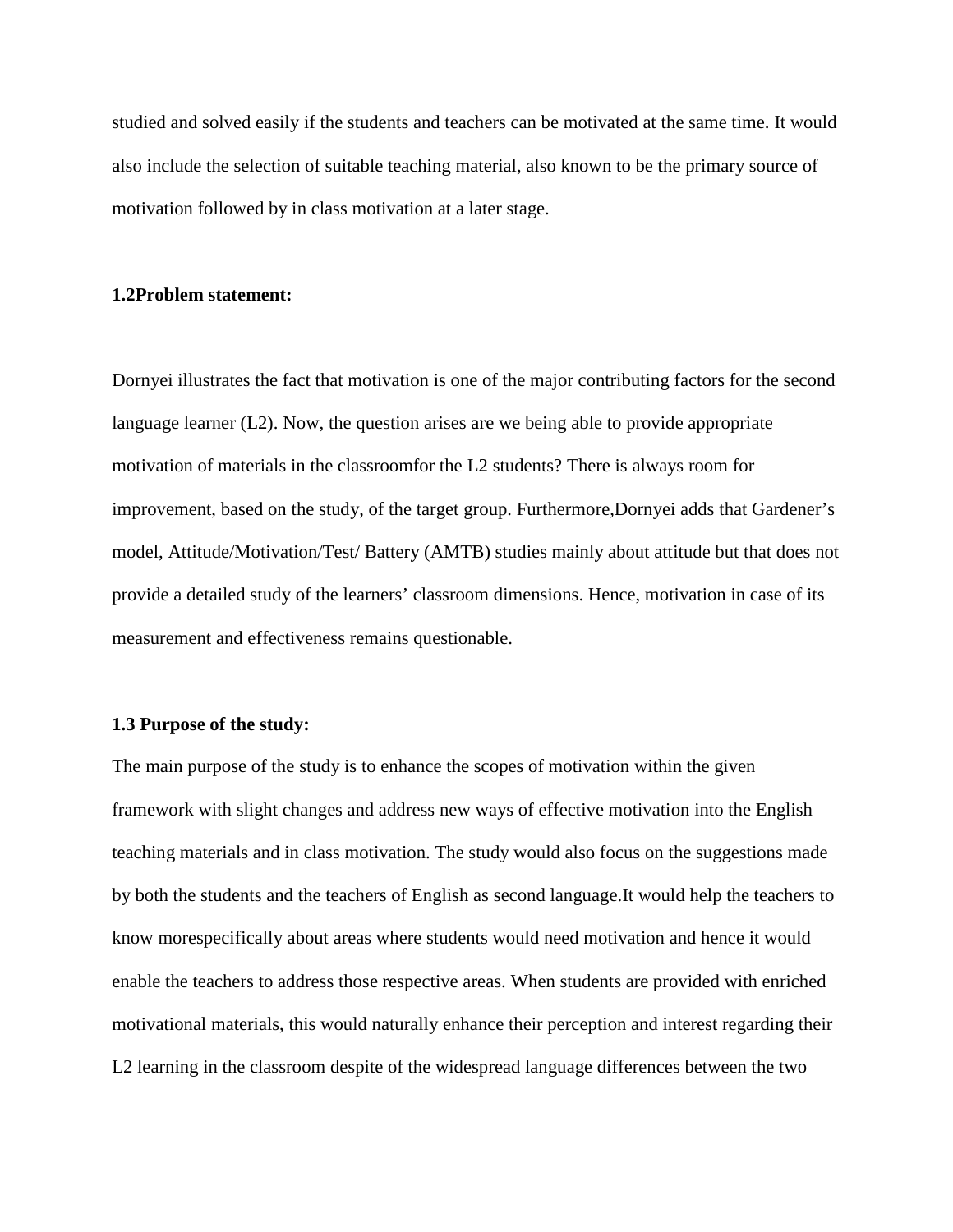studied and solved easily if the students and teachers can be motivated at the same time. It would also include the selection of suitable teaching material, also known to be the primary source of motivation followed by in class motivation at a later stage.

**1.2Problem statement:**

Dornyei illustrates the fact that motivation is one of the major contributing factors for the second language learner (L2). Now, the question arises are we being able to provide appropriate motivation of materials in the classroomfor the L2 students? There is always room for improvement, based on the study, of the target group. Furthermore,Dornyei adds that Gardener's model, Attitude/Motivation/Test/ Battery (AMTB) studies mainly about attitude but that does not provide a detailed study of the learners' classroom dimensions. Hence, motivation in case of its measurement and effectiveness remains questionable.

**1.3 Purpose of the study:**

The main purpose of the study is to enhance the scopes of motivation within the given framework with slight changes and address new ways of effective motivation into the English teaching materials and in class motivation. The study would also focus on the suggestions made by both the students and the teachers of English as second language.It would help the teachers to know morespecifically about areas where students would need motivation and hence it would enable the teachers to address those respective areas. When students are provided with enriched motivational materials, this would naturally enhance their perception and interest regarding their L2 learning in the classroom despite of the widespread language differences between the two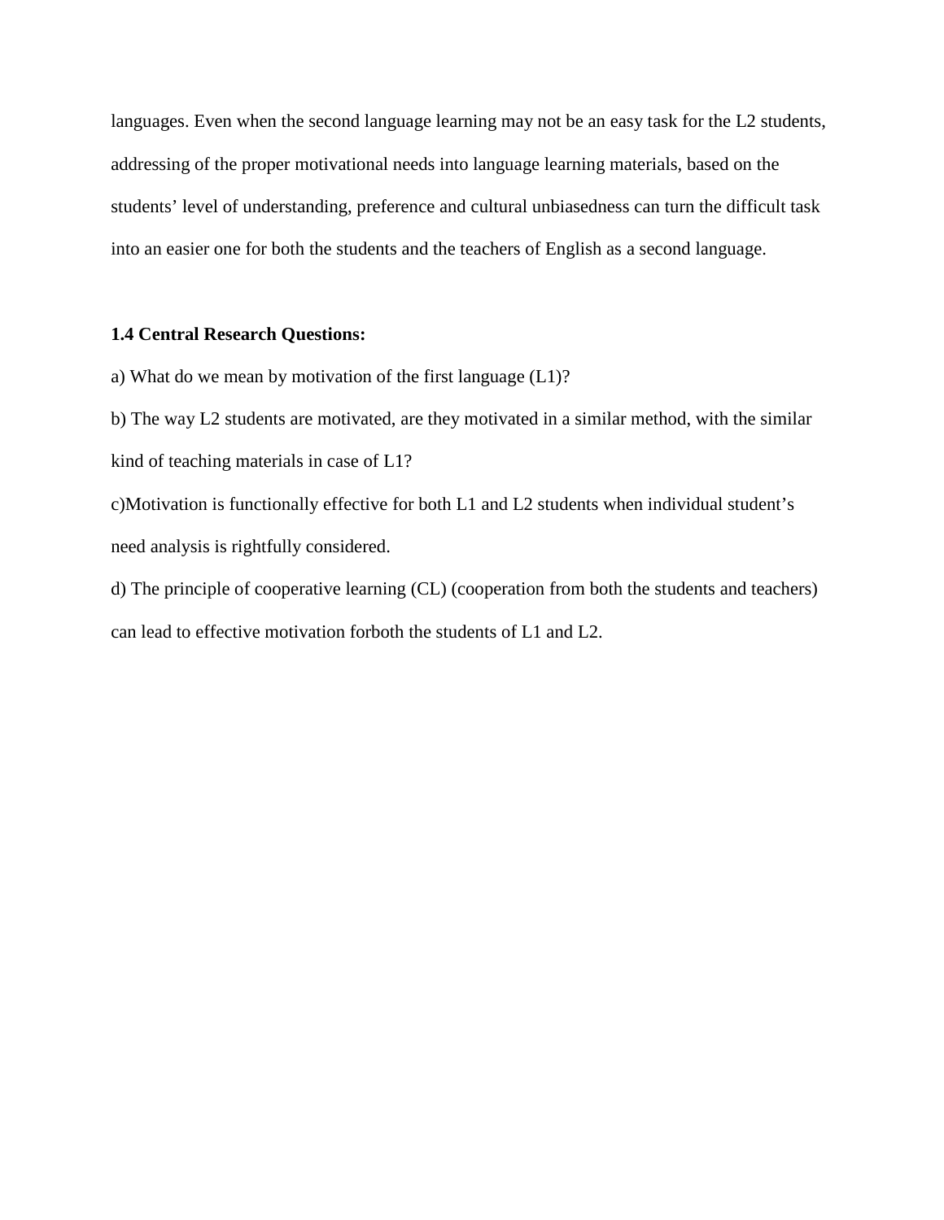languages. Even when the second language learning may not be an easy task for the L2 students, addressing of the proper motivational needs into language learning materials, based on the students' level of understanding, preference and cultural unbiasedness can turn the difficult task into an easier one for both the students and the teachers of English as a second language.

**1.4 Central Research Questions:**

a) What do we mean by motivation of the first language (L1)?

b) The way L2 students are motivated, are they motivated in a similar method, with the similar kind of teaching materials in case of L1?

c)Motivation is functionally effective for both L1 and L2 students when individual student's need analysis is rightfully considered.

d) The principle of cooperative learning (CL) (cooperation from both the students and teachers) can lead to effective motivation forboth the students of L1 and L2.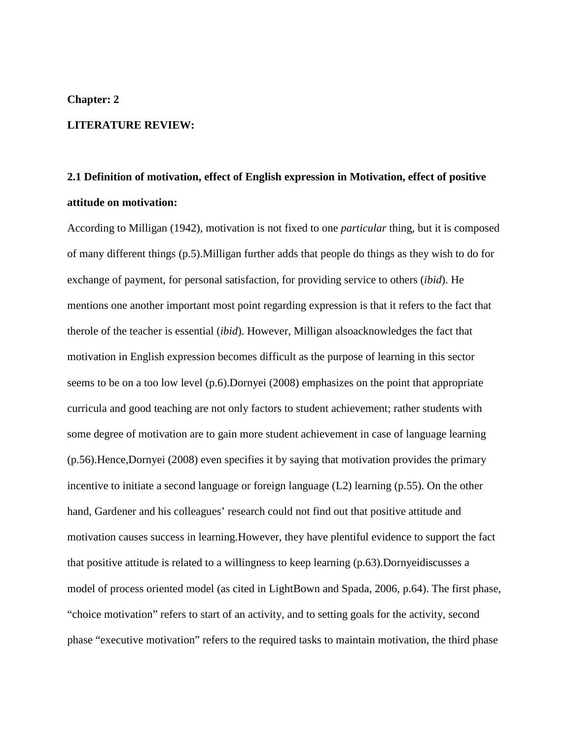**Chapter: 2**

**LITERATURE REVIEW:**

**2.1 Definition of motivation, effect of English expression in Motivation, effect of positive attitude on motivation:**

According to Milligan (1942), motivation is not fixed to one *particular* thing, but it is composed of many different things (p.5).Milligan further adds that people do things as they wish to do for exchange of payment, for personal satisfaction, for providing service to others (*ibid*). He mentions one another important most point regarding expression is that it refers to the fact that therole of the teacher is essential (*ibid*). However, Milligan alsoacknowledges the fact that motivation in English expression becomes difficult as the purpose of learning in this sector seems to be on a too low level (p.6).Dornyei (2008) emphasizes on the point that appropriate curricula and good teaching are not only factors to student achievement; rather students with some degree of motivation are to gain more student achievement in case of language learning (p.56).Hence,Dornyei (2008) even specifies it by saying that motivation provides the primary incentive to initiate a second language or foreign language (L2) learning (p.55). On the other hand, Gardener and his colleagues' research could not find out that positive attitude and motivation causes success in learning.However, they have plentiful evidence to support the fact that positive attitude is related to a willingness to keep learning (p.63).Dornyeidiscusses a model of process oriented model (as cited in LightBown and Spada, 2006, p.64). The first phase, "choice motivation" refers to start of an activity, and to setting goals for the activity, second phase "executive motivation" refers to the required tasks to maintain motivation, the third phase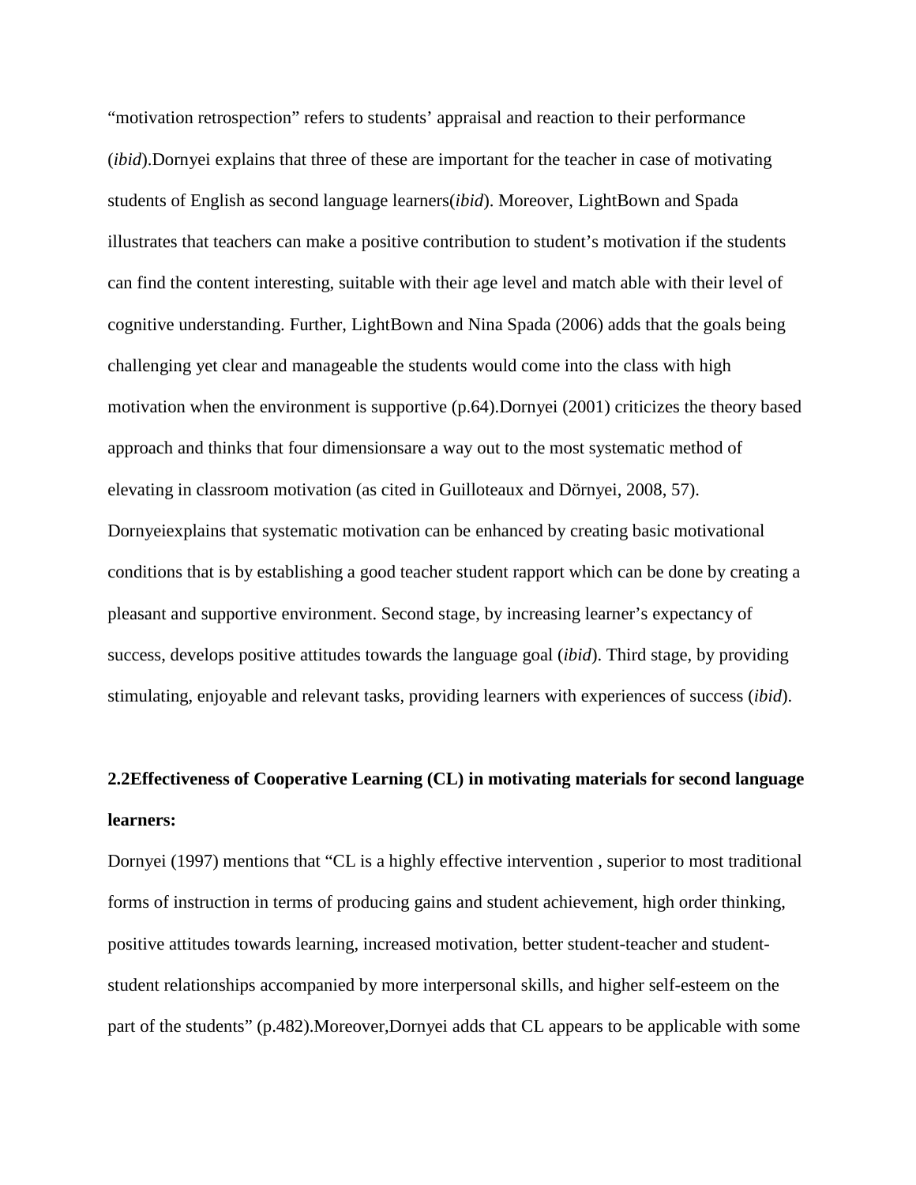“motivation retrospection” refers to students’ appraisal and reaction to their performance (*ibid*).Dornyei explains that three of these are important for the teacher in case of motivating students of English as second language learners(*ibid*). Moreover, LightBown and Spada illustrates that teachers can make a positive contribution to student’s motivation if the students can find the content interesting, suitable with their age level and match able with their level of cognitive understanding. Further, LightBown and Nina Spada (2006) adds that the goals being challenging yet clear and manageable the students would come into the class with high motivation when the environment is supportive (p.64).Dornyei (2001) criticizes the theory based approach and thinks that four dimensionsare a way out to the most systematic method of elevating in classroom motivation (as cited in Guilloteaux and Dörnyei, 2008, 57). Dornyeiexplains that systematic motivation can be enhanced by creating basic motivational conditions that is by establishing a good teacher student rapport which can be done by creating a pleasant and supportive environment. Second stage, by increasing learner’s expectancy of success, develops positive attitudes towards the language goal (*ibid*). Third stage, by providing stimulating, enjoyable and relevant tasks, providing learners with experiences of success (*ibid*).

### 2.2Effectiveness of Cooperative Learning (CL) in motivating materials for second language learners:

Dornyei (1997) mentions that “CL is a highly effective intervention , superior to most traditional forms of instruction in terms of producing gains and student achievement, high order thinking, positive attitudes towards learning, increased motivation, better student-teacher and student-student relationships accompanied by more interpersonal skills, and higher self-esteem on the part of the students” (p.482).Moreover,Dornyei adds that CL appears to be applicable with some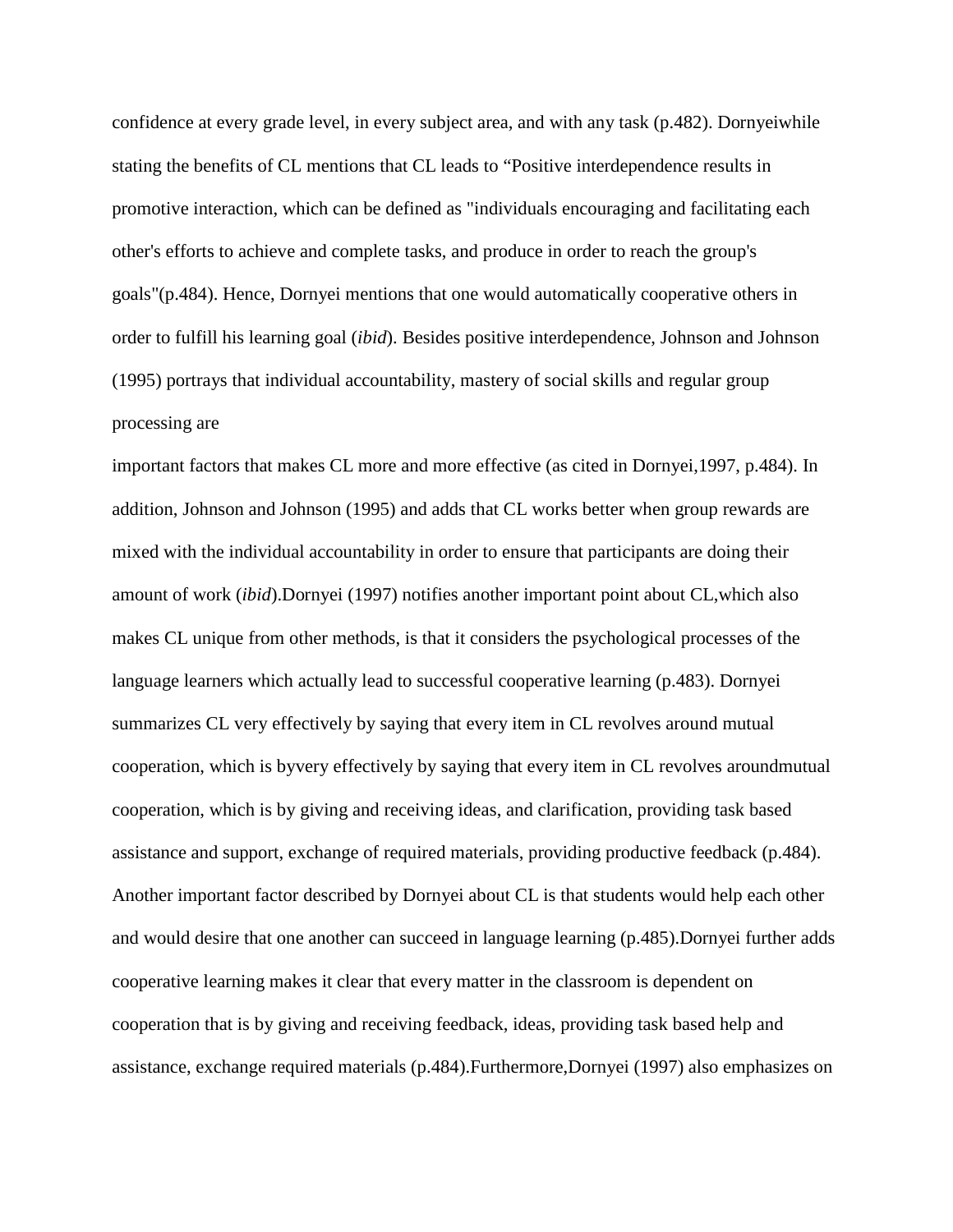confidence at every grade level, in every subject area, and with any task (p.482). Dornyeiwhile stating the benefits of CL mentions that CL leads to "Positive interdependence results in promotive interaction, which can be defined as "individuals encouraging and facilitating each other's efforts to achieve and complete tasks, and produce in order to reach the group's goals"(p.484). Hence, Dornyei mentions that one would automatically cooperative others in order to fulfill his learning goal (*ibid*). Besides positive interdependence, Johnson and Johnson (1995) portrays that individual accountability, mastery of social skills and regular group processing are

important factors that makes CL more and more effective (as cited in Dornyei,1997, p.484). In addition, Johnson and Johnson (1995) and adds that CL works better when group rewards are mixed with the individual accountability in order to ensure that participants are doing their amount of work (*ibid*).Dornyei (1997) notifies another important point about CL,which also makes CL unique from other methods, is that it considers the psychological processes of the language learners which actually lead to successful cooperative learning (p.483). Dornyei summarizes CL very effectively by saying that every item in CL revolves around mutual cooperation, which is byvery effectively by saying that every item in CL revolves aroundmutual cooperation, which is by giving and receiving ideas, and clarification, providing task based assistance and support, exchange of required materials, providing productive feedback (p.484). Another important factor described by Dornyei about CL is that students would help each other and would desire that one another can succeed in language learning (p.485).Dornyei further adds cooperative learning makes it clear that every matter in the classroom is dependent on cooperation that is by giving and receiving feedback, ideas, providing task based help and assistance, exchange required materials (p.484).Furthermore,Dornyei (1997) also emphasizes on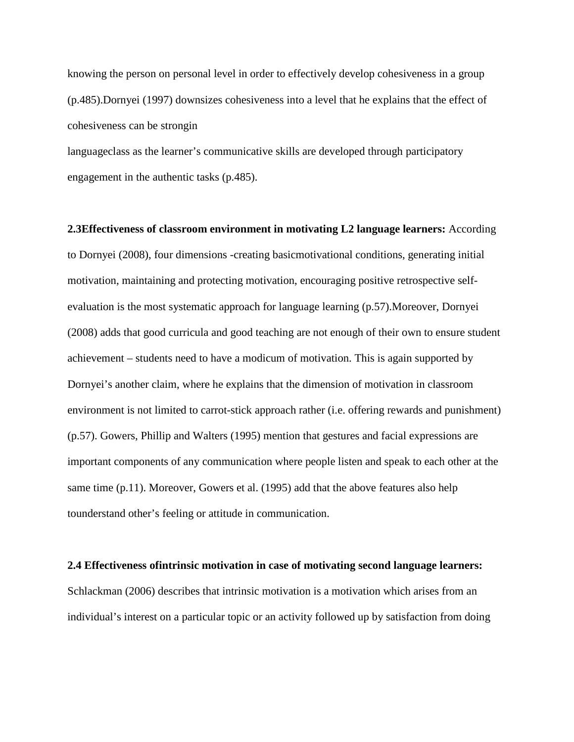knowing the person on personal level in order to effectively develop cohesiveness in a group (p.485).Dornyei (1997) downsizes cohesiveness into a level that he explains that the effect of cohesiveness can be strongin

languageclass as the learner's communicative skills are developed through participatory engagement in the authentic tasks (p.485).

**2.3Effectiveness of classroom environment in motivating L2 language learners:** According to Dornyei (2008), four dimensions -creating basicmotivational conditions, generating initial motivation, maintaining and protecting motivation, encouraging positive retrospective self-evaluation is the most systematic approach for language learning (p.57).Moreover, Dornyei (2008) adds that good curricula and good teaching are not enough of their own to ensure student achievement – students need to have a modicum of motivation. This is again supported by Dornyei's another claim, where he explains that the dimension of motivation in classroom environment is not limited to carrot-stick approach rather (i.e. offering rewards and punishment) (p.57). Gowers, Phillip and Walters (1995) mention that gestures and facial expressions are important components of any communication where people listen and speak to each other at the same time (p.11). Moreover, Gowers et al. (1995) add that the above features also help tounderstand other's feeling or attitude in communication.

**2.4 Effectiveness ofintrinsic motivation in case of motivating second language learners:** Schlackman (2006) describes that intrinsic motivation is a motivation which arises from an individual's interest on a particular topic or an activity followed up by satisfaction from doing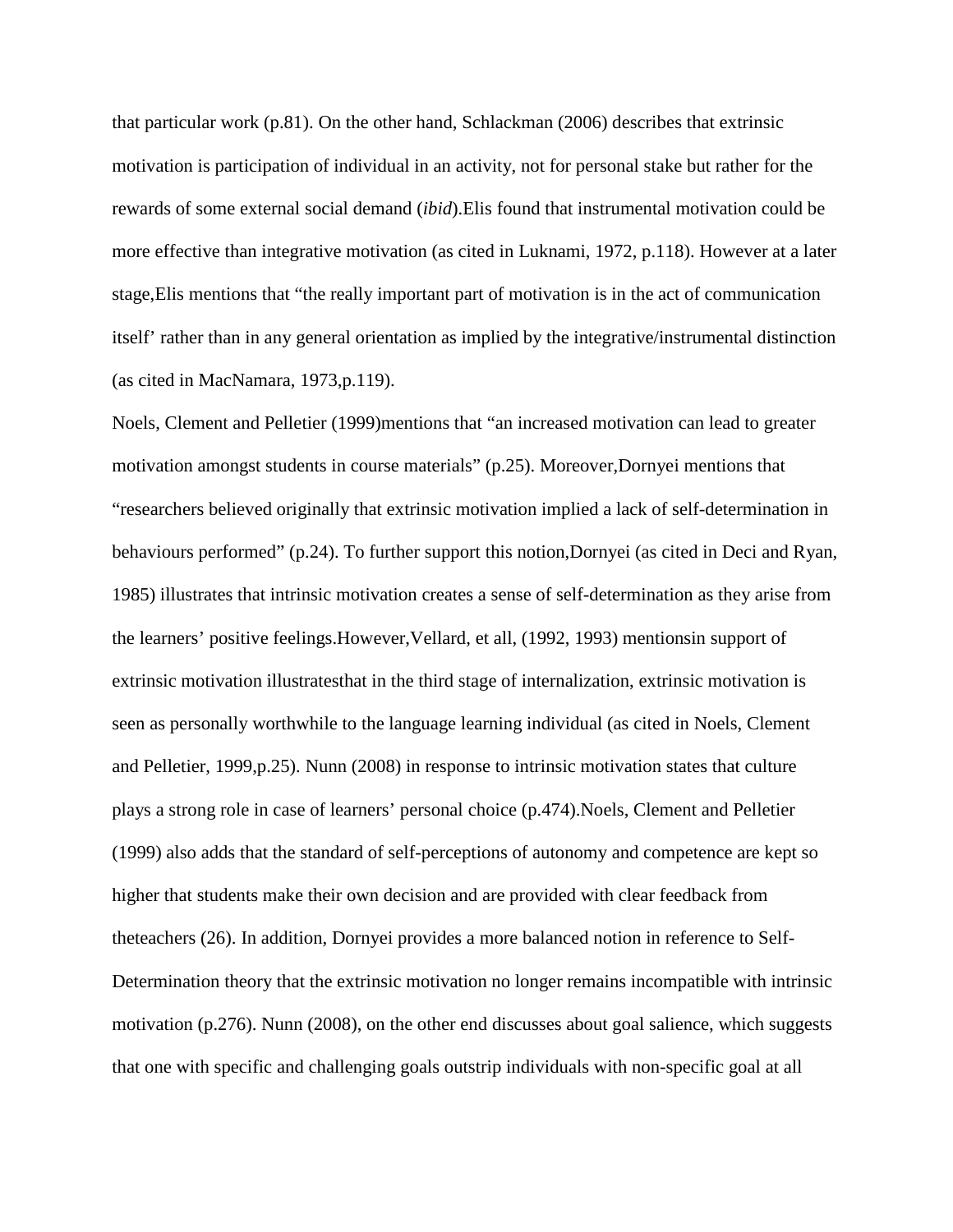that particular work (p.81). On the other hand, Schlackman (2006) describes that extrinsic motivation is participation of individual in an activity, not for personal stake but rather for the rewards of some external social demand (*ibid*).Elis found that instrumental motivation could be more effective than integrative motivation (as cited in Luknami, 1972, p.118). However at a later stage,Elis mentions that "the really important part of motivation is in the act of communication itself' rather than in any general orientation as implied by the integrative/instrumental distinction (as cited in MacNamara, 1973,p.119).

Noels, Clement and Pelletier (1999)mentions that "an increased motivation can lead to greater motivation amongst students in course materials" (p.25). Moreover,Dornyei mentions that "researchers believed originally that extrinsic motivation implied a lack of self-determination in behaviours performed" (p.24). To further support this notion,Dornyei (as cited in Deci and Ryan, 1985) illustrates that intrinsic motivation creates a sense of self-determination as they arise from the learners' positive feelings.However,Vellard, et all, (1992, 1993) mentionsin support of extrinsic motivation illustratesthat in the third stage of internalization, extrinsic motivation is seen as personally worthwhile to the language learning individual (as cited in Noels, Clement and Pelletier, 1999,p.25). Nunn (2008) in response to intrinsic motivation states that culture plays a strong role in case of learners' personal choice (p.474).Noels, Clement and Pelletier (1999) also adds that the standard of self-perceptions of autonomy and competence are kept so higher that students make their own decision and are provided with clear feedback from theteachers (26). In addition, Dornyei provides a more balanced notion in reference to Self-Determination theory that the extrinsic motivation no longer remains incompatible with intrinsic motivation (p.276). Nunn (2008), on the other end discusses about goal salience, which suggests that one with specific and challenging goals outstrip individuals with non-specific goal at all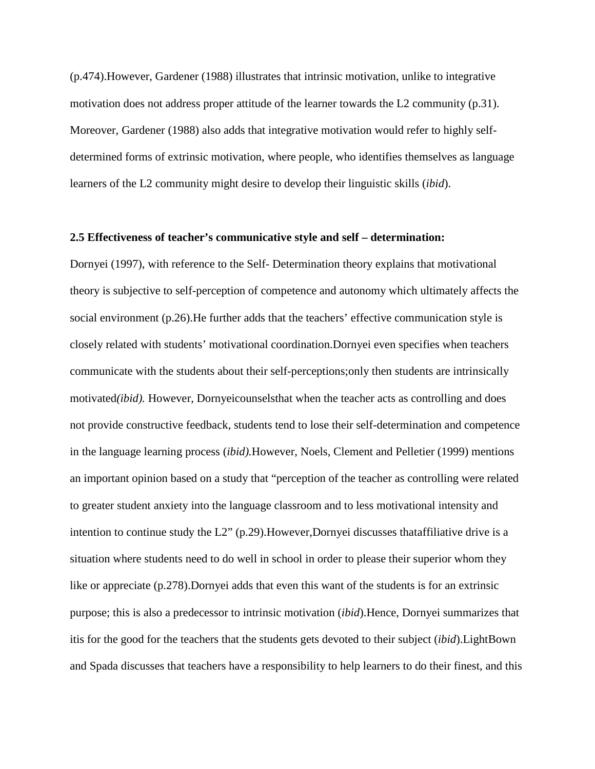(p.474).However, Gardener (1988) illustrates that intrinsic motivation, unlike to integrative motivation does not address proper attitude of the learner towards the L2 community (p.31). Moreover, Gardener (1988) also adds that integrative motivation would refer to highly self-determined forms of extrinsic motivation, where people, who identifies themselves as language learners of the L2 community might desire to develop their linguistic skills (*ibid*).

**2.5 Effectiveness of teacher's communicative style and self – determination:**

Dornyei (1997), with reference to the Self- Determination theory explains that motivational theory is subjective to self-perception of competence and autonomy which ultimately affects the social environment (p.26).He further adds that the teachers' effective communication style is closely related with students' motivational coordination.Dornyei even specifies when teachers communicate with the students about their self-perceptions;only then students are intrinsically motivated*(ibid).* However, Dornyeicounselsthat when the teacher acts as controlling and does not provide constructive feedback, students tend to lose their self-determination and competence in the language learning process (*ibid).*However, Noels, Clement and Pelletier (1999) mentions an important opinion based on a study that "perception of the teacher as controlling were related to greater student anxiety into the language classroom and to less motivational intensity and intention to continue study the L2" (p.29).However,Dornyei discusses thataffiliative drive is a situation where students need to do well in school in order to please their superior whom they like or appreciate (p.278).Dornyei adds that even this want of the students is for an extrinsic purpose; this is also a predecessor to intrinsic motivation (*ibid*).Hence, Dornyei summarizes that itis for the good for the teachers that the students gets devoted to their subject (*ibid*).LightBown and Spada discusses that teachers have a responsibility to help learners to do their finest, and this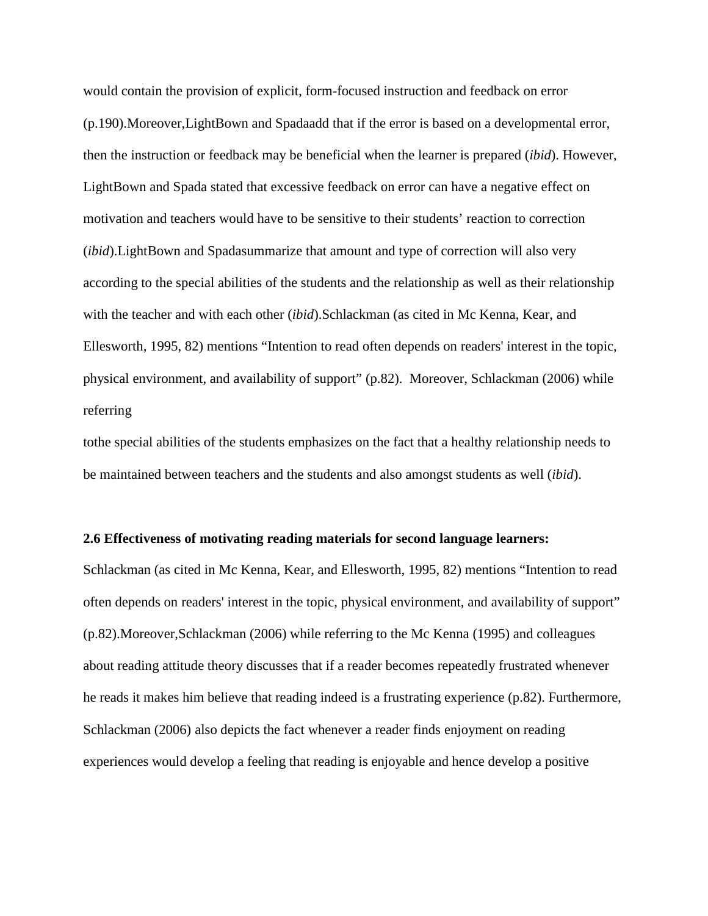would contain the provision of explicit, form-focused instruction and feedback on error (p.190).Moreover,LightBown and Spadaadd that if the error is based on a developmental error, then the instruction or feedback may be beneficial when the learner is prepared (*ibid*). However, LightBown and Spada stated that excessive feedback on error can have a negative effect on motivation and teachers would have to be sensitive to their students' reaction to correction (*ibid*).LightBown and Spadasummarize that amount and type of correction will also very according to the special abilities of the students and the relationship as well as their relationship with the teacher and with each other (*ibid*).Schlackman (as cited in Mc Kenna, Kear, and Ellesworth, 1995, 82) mentions "Intention to read often depends on readers' interest in the topic, physical environment, and availability of support" (p.82). Moreover, Schlackman (2006) while referring

tothe special abilities of the students emphasizes on the fact that a healthy relationship needs to be maintained between teachers and the students and also amongst students as well (*ibid*).

**2.6 Effectiveness of motivating reading materials for second language learners:**

Schlackman (as cited in Mc Kenna, Kear, and Ellesworth, 1995, 82) mentions "Intention to read often depends on readers' interest in the topic, physical environment, and availability of support" (p.82).Moreover,Schlackman (2006) while referring to the Mc Kenna (1995) and colleagues about reading attitude theory discusses that if a reader becomes repeatedly frustrated whenever he reads it makes him believe that reading indeed is a frustrating experience (p.82). Furthermore, Schlackman (2006) also depicts the fact whenever a reader finds enjoyment on reading experiences would develop a feeling that reading is enjoyable and hence develop a positive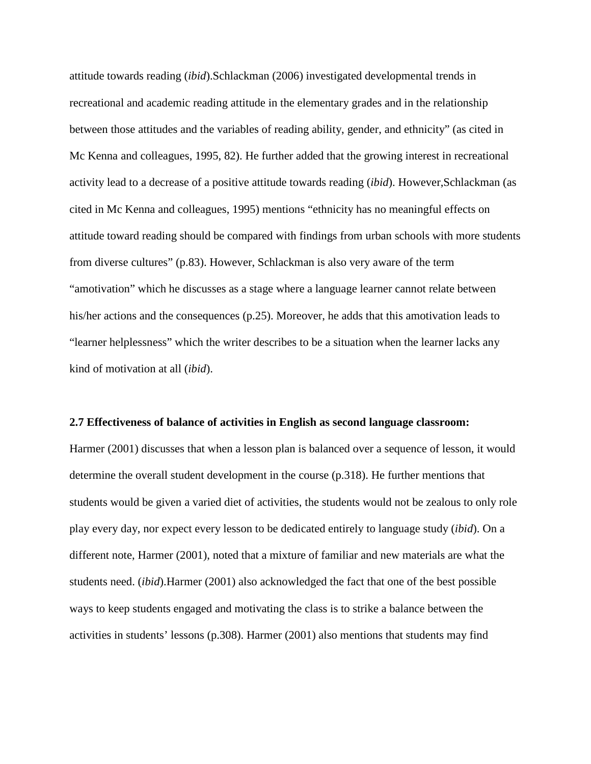attitude towards reading (*ibid*).Schlackman (2006) investigated developmental trends in recreational and academic reading attitude in the elementary grades and in the relationship between those attitudes and the variables of reading ability, gender, and ethnicity" (as cited in Mc Kenna and colleagues, 1995, 82). He further added that the growing interest in recreational activity lead to a decrease of a positive attitude towards reading (*ibid*). However,Schlackman (as cited in Mc Kenna and colleagues, 1995) mentions "ethnicity has no meaningful effects on attitude toward reading should be compared with findings from urban schools with more students from diverse cultures" (p.83). However, Schlackman is also very aware of the term "amotivation" which he discusses as a stage where a language learner cannot relate between his/her actions and the consequences (p.25). Moreover, he adds that this amotivation leads to "learner helplessness" which the writer describes to be a situation when the learner lacks any kind of motivation at all (*ibid*).

**2.7 Effectiveness of balance of activities in English as second language classroom:**

Harmer (2001) discusses that when a lesson plan is balanced over a sequence of lesson, it would determine the overall student development in the course (p.318). He further mentions that students would be given a varied diet of activities, the students would not be zealous to only role play every day, nor expect every lesson to be dedicated entirely to language study (*ibid*). On a different note, Harmer (2001), noted that a mixture of familiar and new materials are what the students need. (*ibid*).Harmer (2001) also acknowledged the fact that one of the best possible ways to keep students engaged and motivating the class is to strike a balance between the activities in students' lessons (p.308). Harmer (2001) also mentions that students may find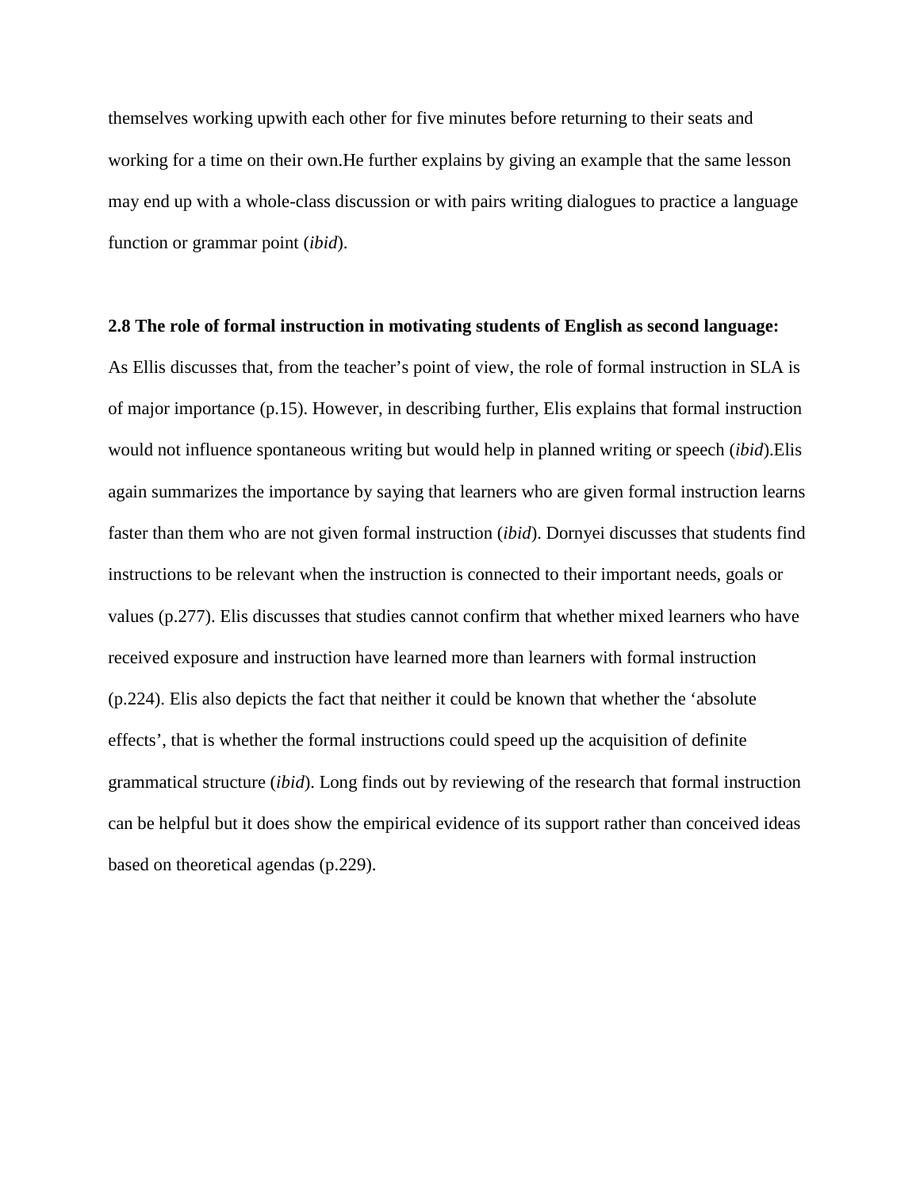themselves working upwith each other for five minutes before returning to their seats and working for a time on their own.He further explains by giving an example that the same lesson may end up with a whole-class discussion or with pairs writing dialogues to practice a language function or grammar point (*ibid*).

**2.8 The role of formal instruction in motivating students of English as second language:**

As Ellis discusses that, from the teacher's point of view, the role of formal instruction in SLA is of major importance (p.15). However, in describing further, Elis explains that formal instruction would not influence spontaneous writing but would help in planned writing or speech (*ibid*).Elis again summarizes the importance by saying that learners who are given formal instruction learns faster than them who are not given formal instruction (*ibid*). Dornyei discusses that students find instructions to be relevant when the instruction is connected to their important needs, goals or values (p.277). Elis discusses that studies cannot confirm that whether mixed learners who have received exposure and instruction have learned more than learners with formal instruction (p.224). Elis also depicts the fact that neither it could be known that whether the 'absolute effects', that is whether the formal instructions could speed up the acquisition of definite grammatical structure (*ibid*). Long finds out by reviewing of the research that formal instruction can be helpful but it does show the empirical evidence of its support rather than conceived ideas based on theoretical agendas (p.229).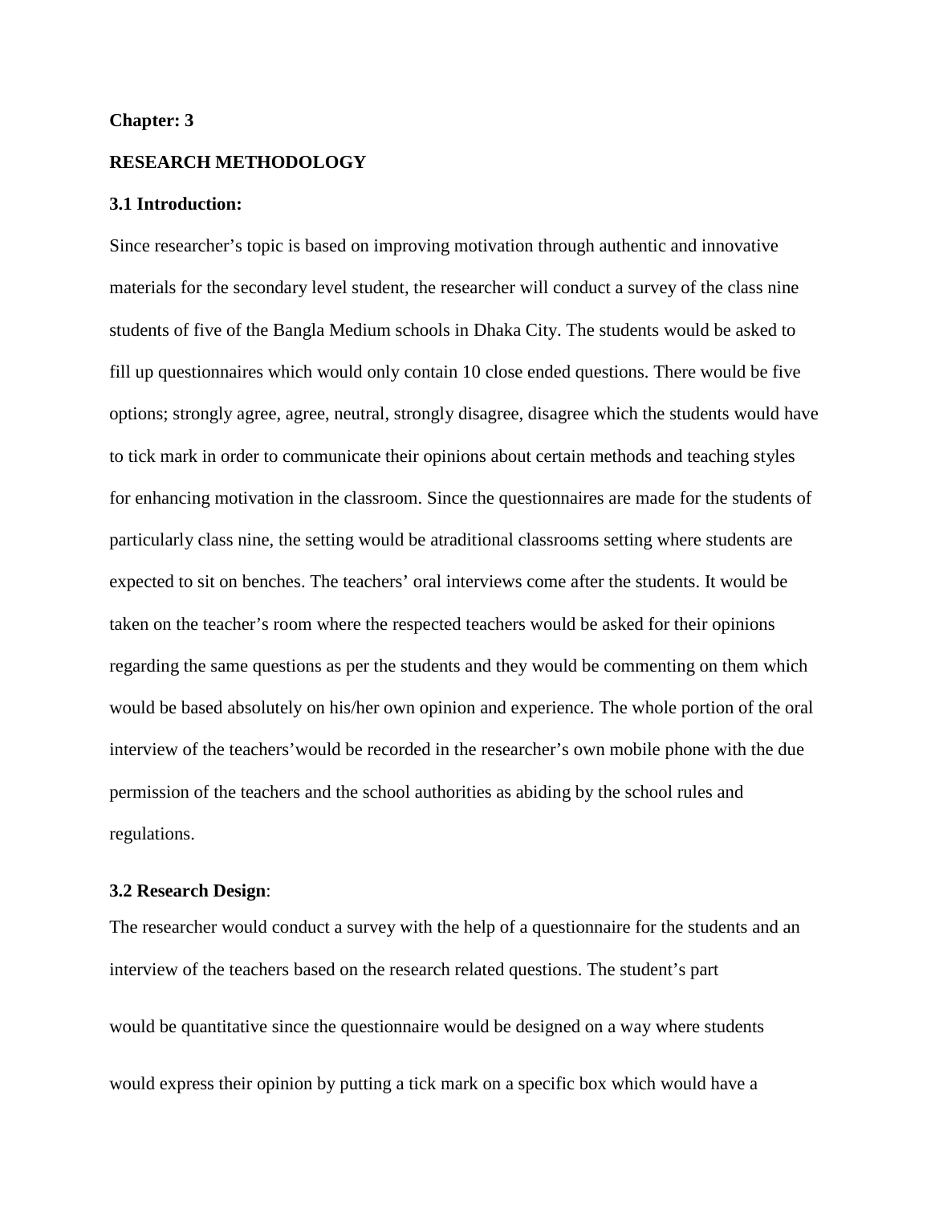**Chapter: 3**

**RESEARCH METHODOLOGY**

**3.1 Introduction:**

Since researcher's topic is based on improving motivation through authentic and innovative materials for the secondary level student, the researcher will conduct a survey of the class nine students of five of the Bangla Medium schools in Dhaka City. The students would be asked to fill up questionnaires which would only contain 10 close ended questions. There would be five options; strongly agree, agree, neutral, strongly disagree, disagree which the students would have to tick mark in order to communicate their opinions about certain methods and teaching styles for enhancing motivation in the classroom. Since the questionnaires are made for the students of particularly class nine, the setting would be atraditional classrooms setting where students are expected to sit on benches. The teachers' oral interviews come after the students. It would be taken on the teacher's room where the respected teachers would be asked for their opinions regarding the same questions as per the students and they would be commenting on them which would be based absolutely on his/her own opinion and experience. The whole portion of the oral interview of the teachers'would be recorded in the researcher's own mobile phone with the due permission of the teachers and the school authorities as abiding by the school rules and regulations.

**3.2 Research Design**:

The researcher would conduct a survey with the help of a questionnaire for the students and an interview of the teachers based on the research related questions. The student's part

would be quantitative since the questionnaire would be designed on a way where students

would express their opinion by putting a tick mark on a specific box which would have a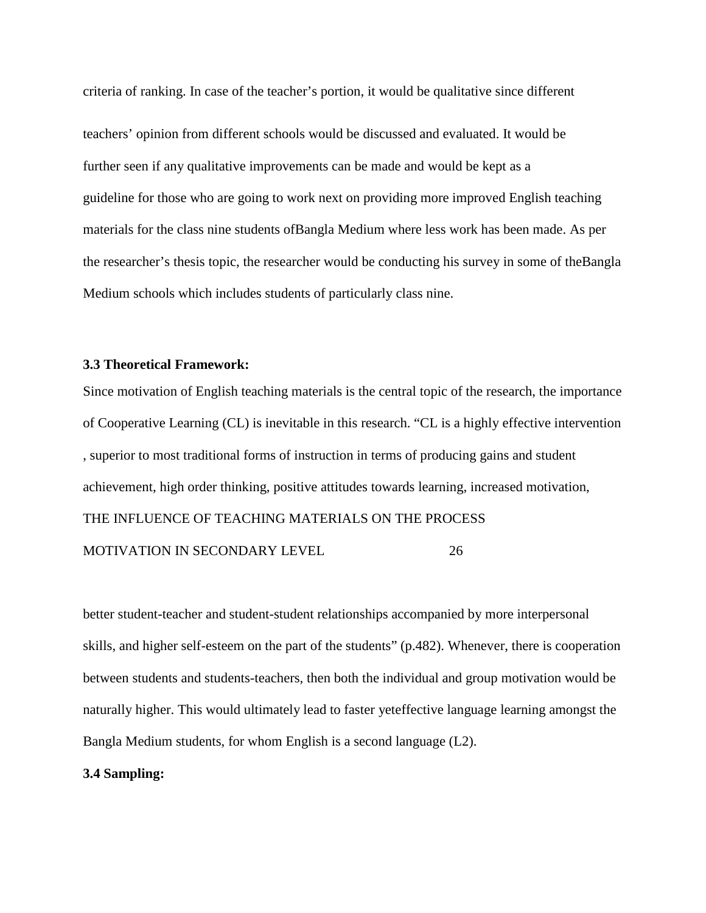criteria of ranking. In case of the teacher's portion, it would be qualitative since different teachers' opinion from different schools would be discussed and evaluated. It would be further seen if any qualitative improvements can be made and would be kept as a guideline for those who are going to work next on providing more improved English teaching materials for the class nine students ofBangla Medium where less work has been made. As per the researcher's thesis topic, the researcher would be conducting his survey in some of theBangla Medium schools which includes students of particularly class nine.

**3.3 Theoretical Framework:**

Since motivation of English teaching materials is the central topic of the research, the importance of Cooperative Learning (CL) is inevitable in this research. "CL is a highly effective intervention , superior to most traditional forms of instruction in terms of producing gains and student achievement, high order thinking, positive attitudes towards learning, increased motivation, better student-teacher and student-student relationships accompanied by more interpersonal skills, and higher self-esteem on the part of the students" (p.482). Whenever, there is cooperation between students and students-teachers, then both the individual and group motivation would be naturally higher. This would ultimately lead to faster yeteffective language learning amongst the Bangla Medium students, for whom English is a second language (L2).

**3.4 Sampling:**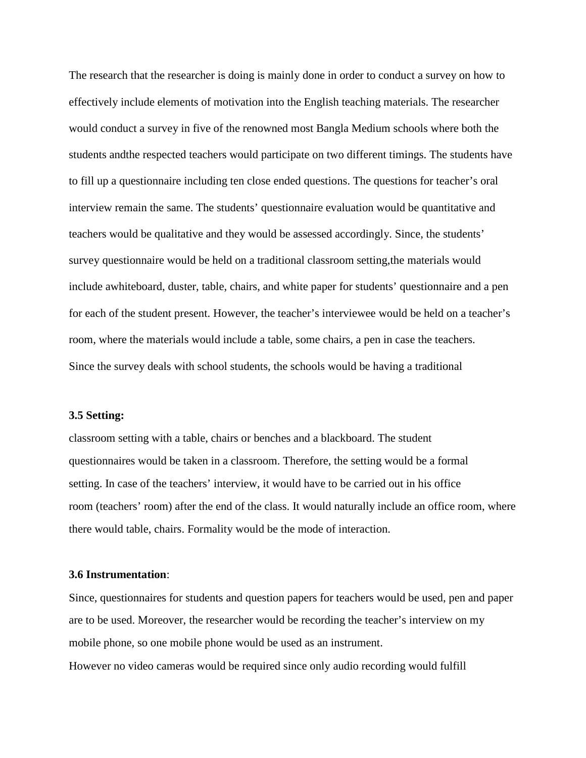The research that the researcher is doing is mainly done in order to conduct a survey on how to effectively include elements of motivation into the English teaching materials. The researcher would conduct a survey in five of the renowned most Bangla Medium schools where both the students andthe respected teachers would participate on two different timings. The students have to fill up a questionnaire including ten close ended questions. The questions for teacher's oral interview remain the same. The students' questionnaire evaluation would be quantitative and teachers would be qualitative and they would be assessed accordingly. Since, the students' survey questionnaire would be held on a traditional classroom setting,the materials would include awhiteboard, duster, table, chairs, and white paper for students' questionnaire and a pen for each of the student present. However, the teacher's interviewee would be held on a teacher's room, where the materials would include a table, some chairs, a pen in case the teachers.

Since the survey deals with school students, the schools would be having a traditional

**3.5 Setting:**

classroom setting with a table, chairs or benches and a blackboard. The student questionnaires would be taken in a classroom. Therefore, the setting would be a formal setting. In case of the teachers' interview, it would have to be carried out in his office room (teachers' room) after the end of the class. It would naturally include an office room, where there would table, chairs. Formality would be the mode of interaction.

**3.6 Instrumentation**:

Since, questionnaires for students and question papers for teachers would be used, pen and paper are to be used. Moreover, the researcher would be recording the teacher's interview on my mobile phone, so one mobile phone would be used as an instrument.

However no video cameras would be required since only audio recording would fulfill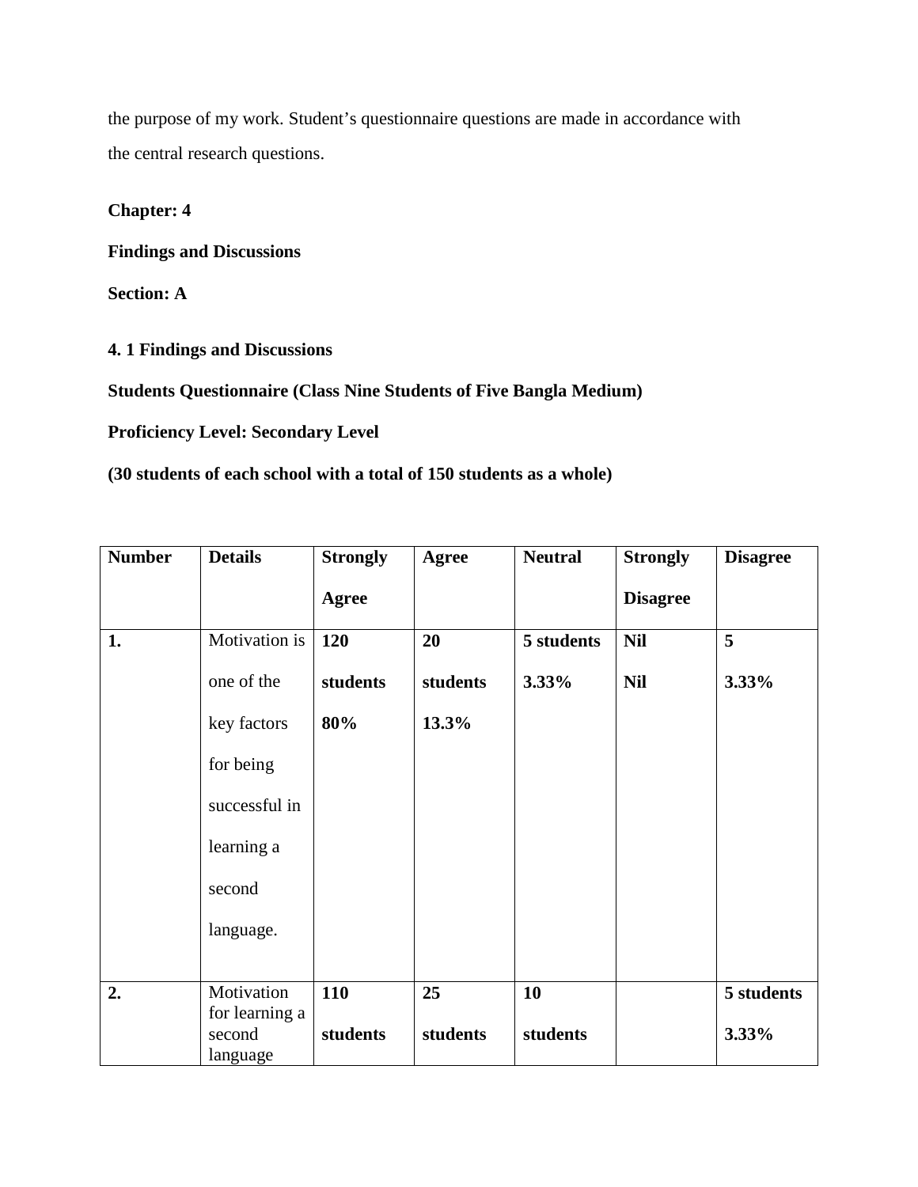the purpose of my work. Student's questionnaire questions are made in accordance with the central research questions.

**Chapter: 4**

**Findings and Discussions**

**Section: A**

**4. 1 Findings and Discussions**

**Students Questionnaire (Class Nine Students of Five Bangla Medium)**

**Proficiency Level: Secondary Level**

**(30 students of each school with a total of 150 students as a whole)**

| Number | Details | Strongly Agree | Agree | Neutral | Strongly Disagree | Disagree |
|---|---|---|---|---|---|---|
| **1.** | Motivation is one of the key factors for being successful in learning a second language. | **120 students 80%** | **20 students 13.3%** | **5 students 3.33%** | **Nil Nil** | **5 3.33%** |
| **2.** | Motivation for learning a second language | **110 students** | **25 students** | **10 students** | | **5 students 3.33%** |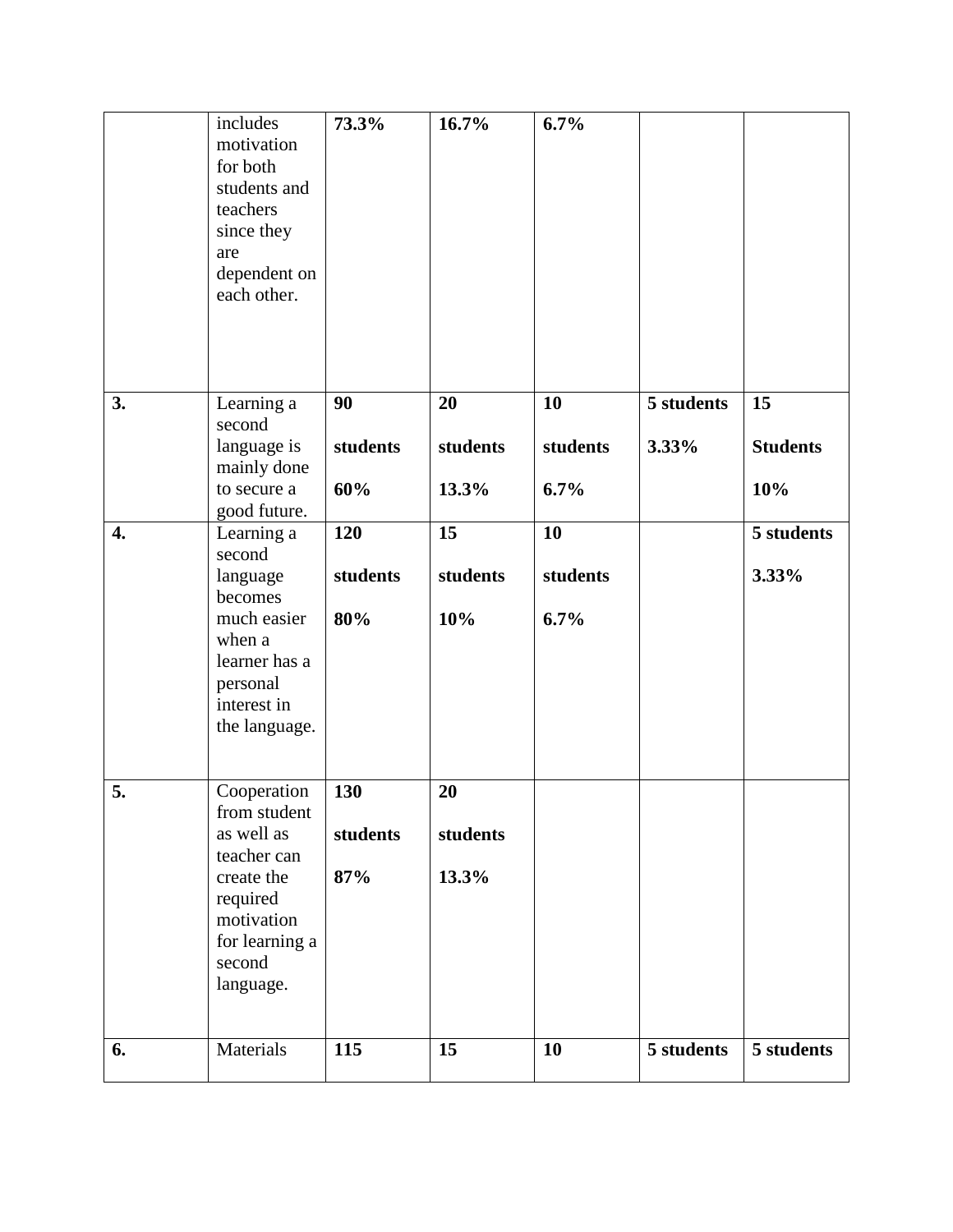| | | | | | | |
|---|---|---|---|---|---|---|
| | includes motivation for both students and teachers since they are dependent on each other. | **73.3%** | **16.7%** | **6.7%** | | |
| **3.** | Learning a second language is mainly done to secure a good future. | **90 students 60%** | **20 students 13.3%** | **10 students 6.7%** | **5 students 3.33%** | **15 Students 10%** |
| **4.** | Learning a second language becomes much easier when a learner has a personal interest in the language. | **120 students 80%** | **15 students 10%** | **10 students 6.7%** | | **5 students 3.33%** |
| **5.** | Cooperation from student as well as teacher can create the required motivation for learning a second language. | **130 students 87%** | **20 students 13.3%** | | | |
| **6.** | Materials | **115** | **15** | **10** | **5 students** | **5 students** |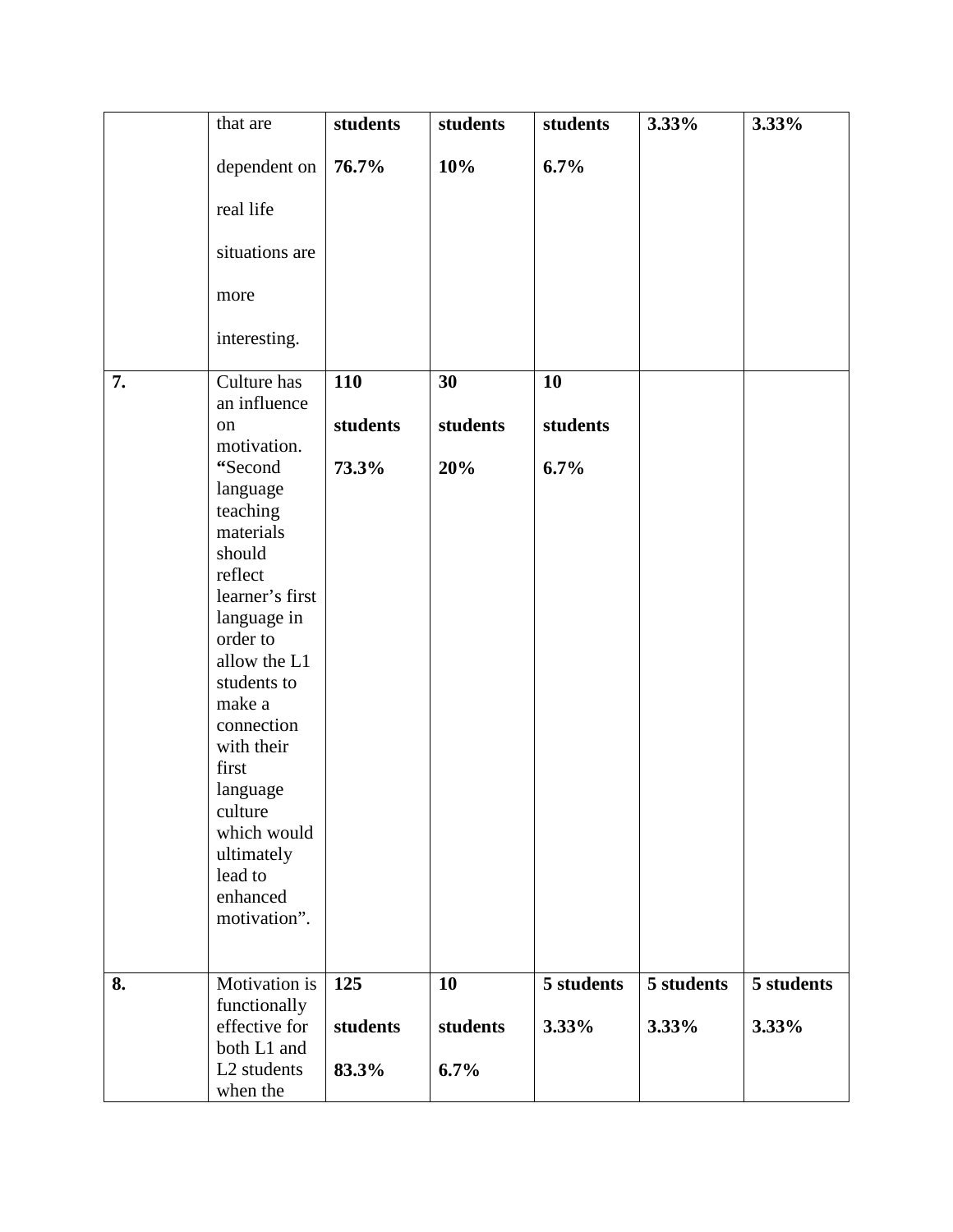| | | | | | | |
|---|---|---|---|---|---|---|
| | that are dependent on real life situations are more interesting. | **students** **76.7%** | **students** **10%** | **students** **6.7%** | **3.33%** | **3.33%** |
| **7.** | Culture has an influence on motivation. **"**Second language teaching materials should reflect learner's first language in order to allow the L1 students to make a connection with their first language culture which would ultimately lead to enhanced motivation". | **110** **students** **73.3%** | **30** **students** **20%** | **10** **students** **6.7%** | | |
| **8.** | Motivation is functionally effective for both L1 and L2 students when the | **125** **students** **83.3%** | **10** **students** **6.7%** | **5 students** **3.33%** | **5 students** **3.33%** | **5 students** **3.33%** |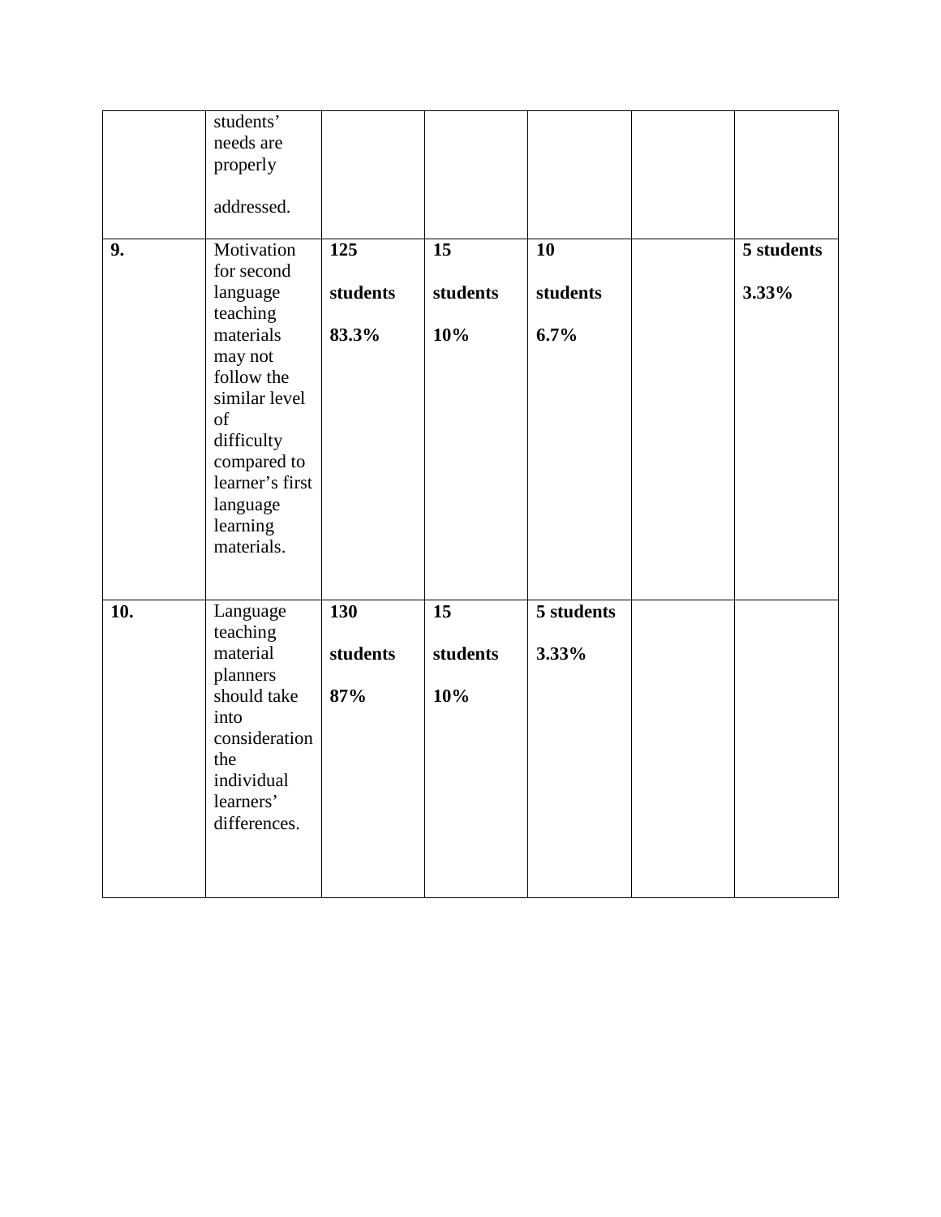| | | | | | | |
|---|---|---|---|---|---|---|
| | students' needs are properly addressed. | | | | | |
| **9.** | Motivation for second language teaching materials may not follow the similar level of difficulty compared to learner's first language learning materials. | **125 students 83.3%** | **15 students 10%** | **10 students 6.7%** | | **5 students 3.33%** |
| **10.** | Language teaching material planners should take into consideration the individual learners' differences. | **130 students 87%** | **15 students 10%** | **5 students 3.33%** | | |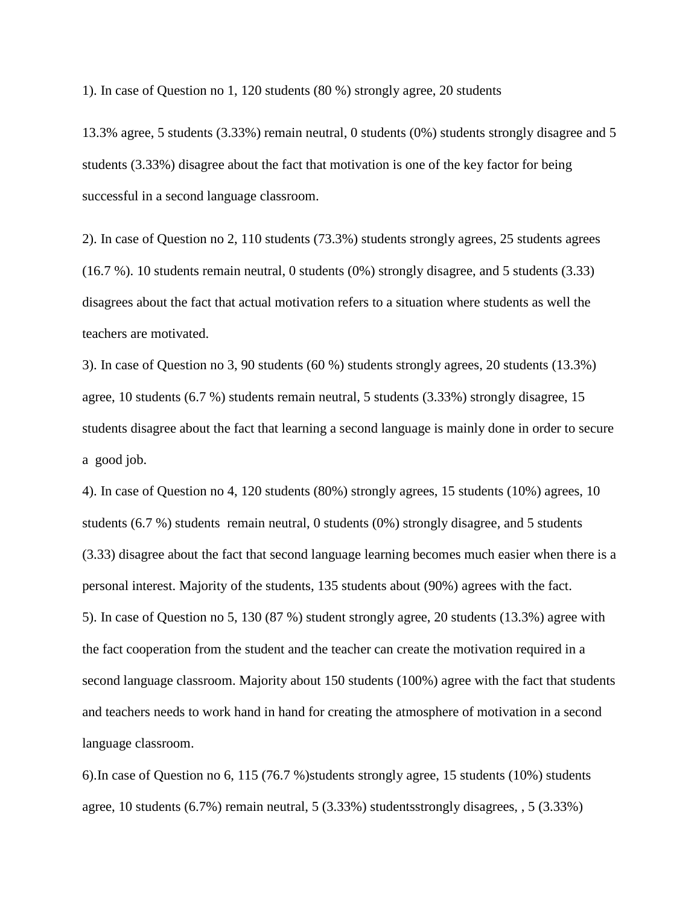1). In case of Question no 1, 120 students (80 %) strongly agree, 20 students

13.3% agree, 5 students (3.33%) remain neutral, 0 students (0%) students strongly disagree and 5 students (3.33%) disagree about the fact that motivation is one of the key factor for being successful in a second language classroom.

2). In case of Question no 2, 110 students (73.3%) students strongly agrees, 25 students agrees (16.7 %). 10 students remain neutral, 0 students (0%) strongly disagree, and 5 students (3.33) disagrees about the fact that actual motivation refers to a situation where students as well the teachers are motivated.

3). In case of Question no 3, 90 students (60 %) students strongly agrees, 20 students (13.3%) agree, 10 students (6.7 %) students remain neutral, 5 students (3.33%) strongly disagree, 15 students disagree about the fact that learning a second language is mainly done in order to secure a good job.

4). In case of Question no 4, 120 students (80%) strongly agrees, 15 students (10%) agrees, 10 students (6.7 %) students remain neutral, 0 students (0%) strongly disagree, and 5 students (3.33) disagree about the fact that second language learning becomes much easier when there is a personal interest. Majority of the students, 135 students about (90%) agrees with the fact.

5). In case of Question no 5, 130 (87 %) student strongly agree, 20 students (13.3%) agree with the fact cooperation from the student and the teacher can create the motivation required in a second language classroom. Majority about 150 students (100%) agree with the fact that students and teachers needs to work hand in hand for creating the atmosphere of motivation in a second language classroom.

6).In case of Question no 6, 115 (76.7 %)students strongly agree, 15 students (10%) students agree, 10 students (6.7%) remain neutral, 5 (3.33%) studentsstrongly disagrees, , 5 (3.33%)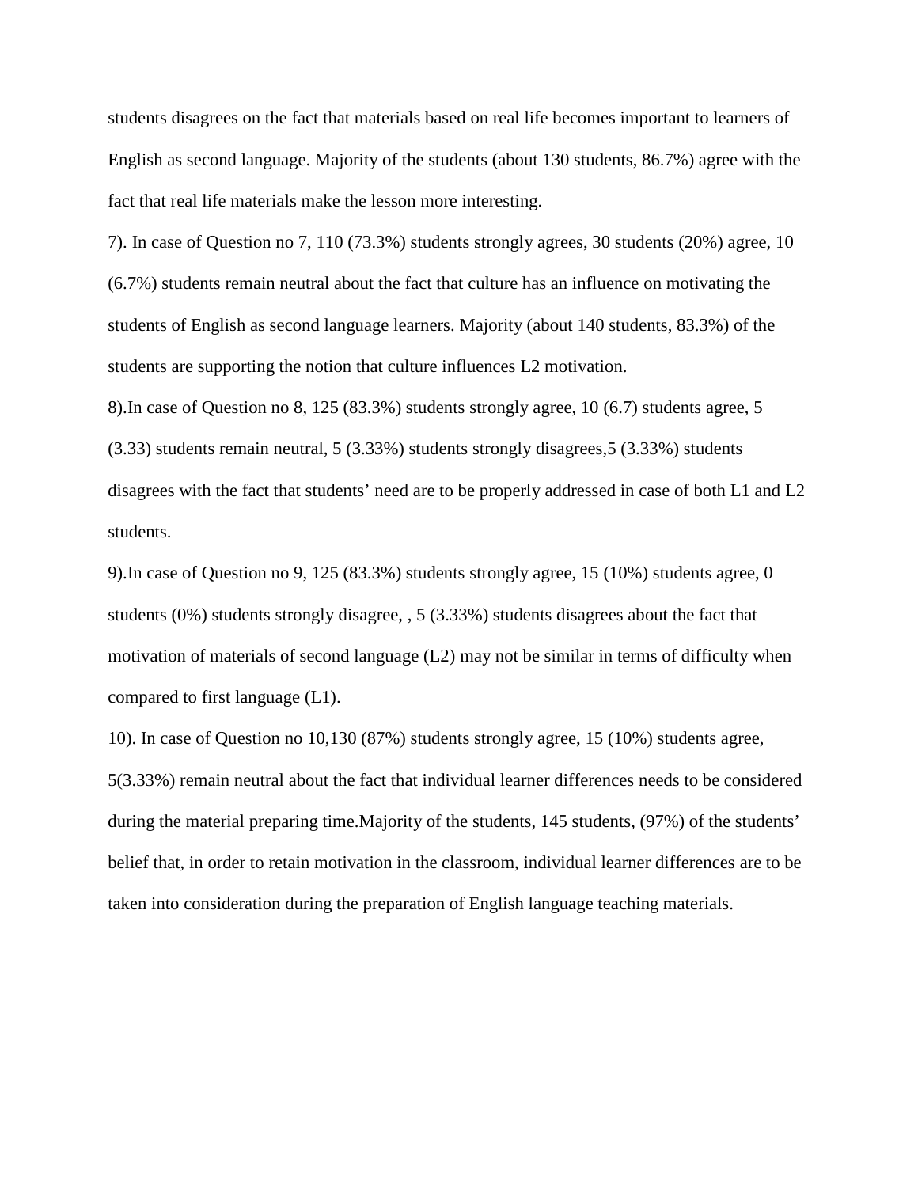students disagrees on the fact that materials based on real life becomes important to learners of English as second language. Majority of the students (about 130 students, 86.7%) agree with the fact that real life materials make the lesson more interesting.

7). In case of Question no 7, 110 (73.3%) students strongly agrees, 30 students (20%) agree, 10 (6.7%) students remain neutral about the fact that culture has an influence on motivating the students of English as second language learners. Majority (about 140 students, 83.3%) of the students are supporting the notion that culture influences L2 motivation.

8).In case of Question no 8, 125 (83.3%) students strongly agree, 10 (6.7) students agree, 5 (3.33) students remain neutral, 5 (3.33%) students strongly disagrees,5 (3.33%) students disagrees with the fact that students' need are to be properly addressed in case of both L1 and L2 students.

9).In case of Question no 9, 125 (83.3%) students strongly agree, 15 (10%) students agree, 0 students (0%) students strongly disagree, , 5 (3.33%) students disagrees about the fact that motivation of materials of second language (L2) may not be similar in terms of difficulty when compared to first language (L1).

10). In case of Question no 10,130 (87%) students strongly agree, 15 (10%) students agree, 5(3.33%) remain neutral about the fact that individual learner differences needs to be considered during the material preparing time.Majority of the students, 145 students, (97%) of the students' belief that, in order to retain motivation in the classroom, individual learner differences are to be taken into consideration during the preparation of English language teaching materials.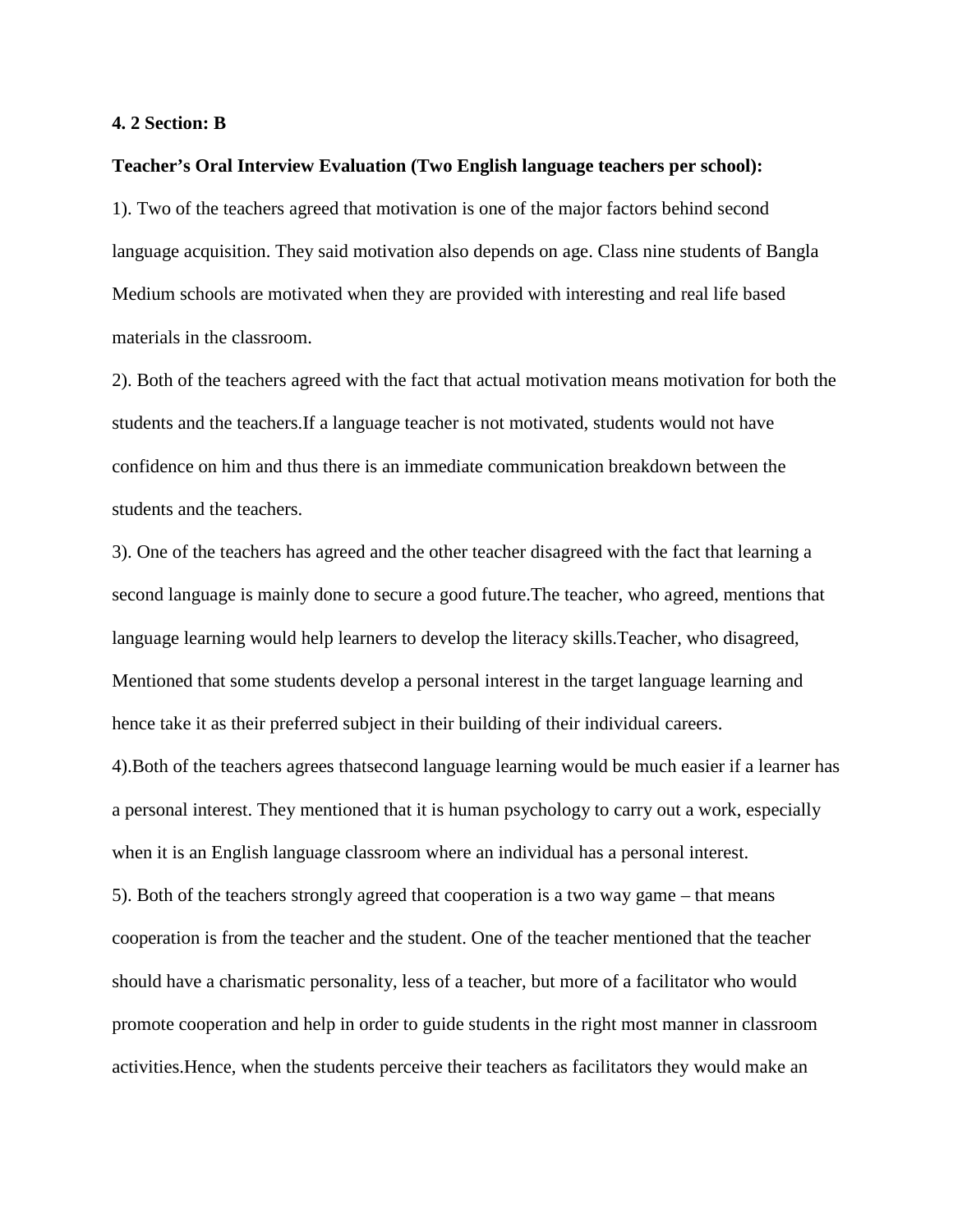**4. 2 Section: B**

**Teacher's Oral Interview Evaluation (Two English language teachers per school):**

1). Two of the teachers agreed that motivation is one of the major factors behind second language acquisition. They said motivation also depends on age. Class nine students of Bangla Medium schools are motivated when they are provided with interesting and real life based materials in the classroom.

2). Both of the teachers agreed with the fact that actual motivation means motivation for both the students and the teachers.If a language teacher is not motivated, students would not have confidence on him and thus there is an immediate communication breakdown between the students and the teachers.

3). One of the teachers has agreed and the other teacher disagreed with the fact that learning a second language is mainly done to secure a good future.The teacher, who agreed, mentions that language learning would help learners to develop the literacy skills.Teacher, who disagreed, Mentioned that some students develop a personal interest in the target language learning and hence take it as their preferred subject in their building of their individual careers.

4).Both of the teachers agrees thatsecond language learning would be much easier if a learner has a personal interest. They mentioned that it is human psychology to carry out a work, especially when it is an English language classroom where an individual has a personal interest.

5). Both of the teachers strongly agreed that cooperation is a two way game – that means cooperation is from the teacher and the student. One of the teacher mentioned that the teacher should have a charismatic personality, less of a teacher, but more of a facilitator who would promote cooperation and help in order to guide students in the right most manner in classroom activities.Hence, when the students perceive their teachers as facilitators they would make an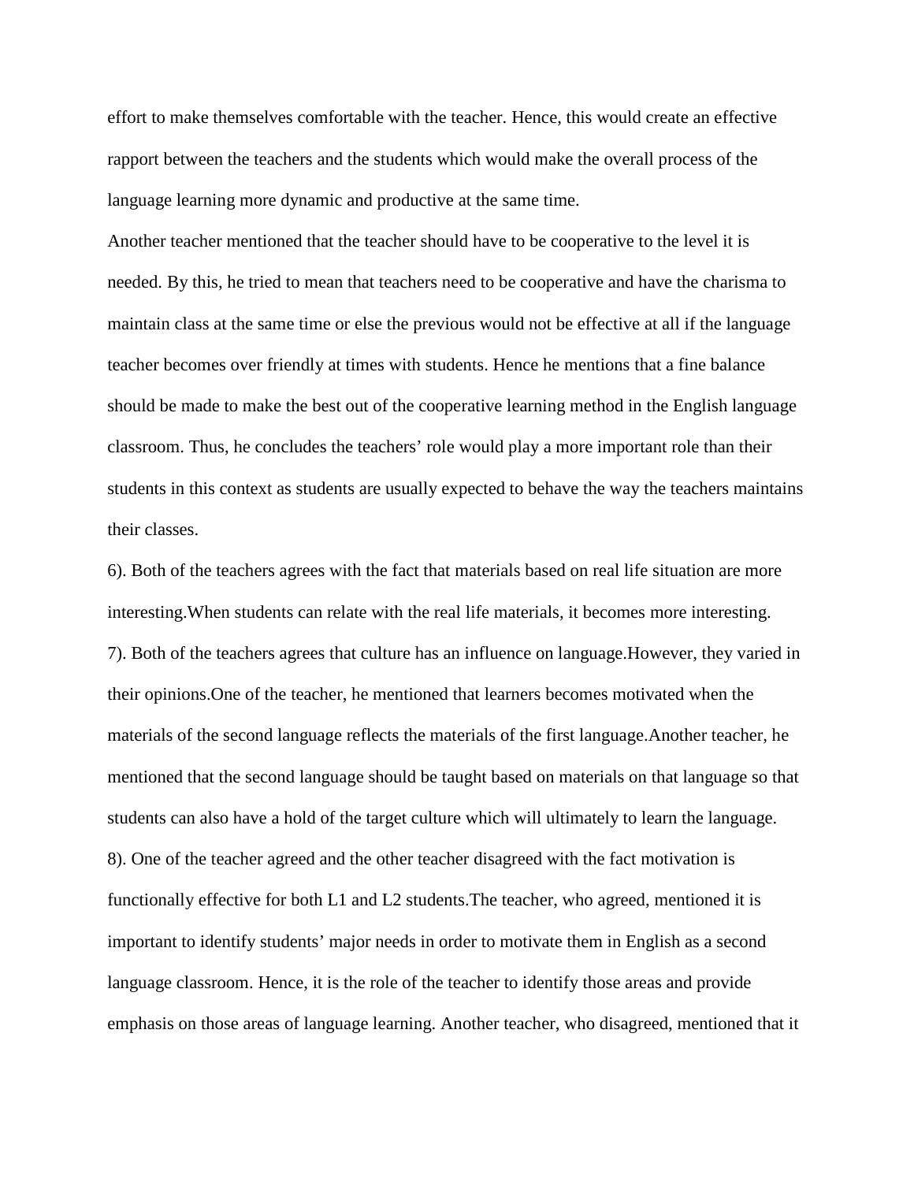effort to make themselves comfortable with the teacher. Hence, this would create an effective rapport between the teachers and the students which would make the overall process of the language learning more dynamic and productive at the same time.

Another teacher mentioned that the teacher should have to be cooperative to the level it is needed. By this, he tried to mean that teachers need to be cooperative and have the charisma to maintain class at the same time or else the previous would not be effective at all if the language teacher becomes over friendly at times with students. Hence he mentions that a fine balance should be made to make the best out of the cooperative learning method in the English language classroom. Thus, he concludes the teachers' role would play a more important role than their students in this context as students are usually expected to behave the way the teachers maintains their classes.

6). Both of the teachers agrees with the fact that materials based on real life situation are more interesting.When students can relate with the real life materials, it becomes more interesting.

7). Both of the teachers agrees that culture has an influence on language.However, they varied in their opinions.One of the teacher, he mentioned that learners becomes motivated when the materials of the second language reflects the materials of the first language.Another teacher, he mentioned that the second language should be taught based on materials on that language so that students can also have a hold of the target culture which will ultimately to learn the language.

8). One of the teacher agreed and the other teacher disagreed with the fact motivation is functionally effective for both L1 and L2 students.The teacher, who agreed, mentioned it is important to identify students' major needs in order to motivate them in English as a second language classroom. Hence, it is the role of the teacher to identify those areas and provide emphasis on those areas of language learning. Another teacher, who disagreed, mentioned that it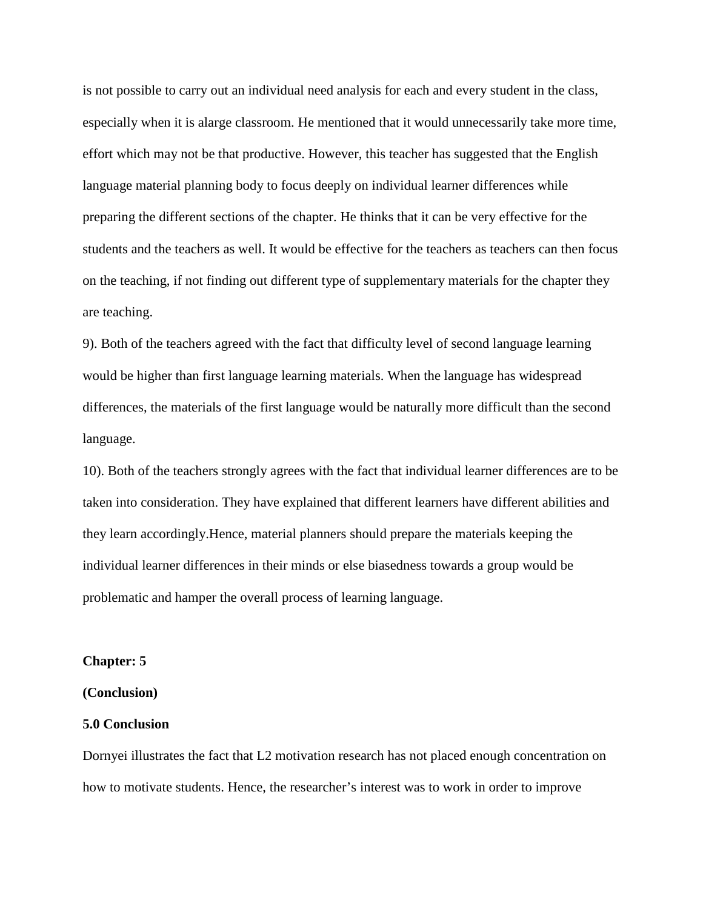is not possible to carry out an individual need analysis for each and every student in the class, especially when it is alarge classroom. He mentioned that it would unnecessarily take more time, effort which may not be that productive. However, this teacher has suggested that the English language material planning body to focus deeply on individual learner differences while preparing the different sections of the chapter. He thinks that it can be very effective for the students and the teachers as well. It would be effective for the teachers as teachers can then focus on the teaching, if not finding out different type of supplementary materials for the chapter they are teaching.

9). Both of the teachers agreed with the fact that difficulty level of second language learning would be higher than first language learning materials. When the language has widespread differences, the materials of the first language would be naturally more difficult than the second language.

10). Both of the teachers strongly agrees with the fact that individual learner differences are to be taken into consideration. They have explained that different learners have different abilities and they learn accordingly.Hence, material planners should prepare the materials keeping the individual learner differences in their minds or else biasedness towards a group would be problematic and hamper the overall process of learning language.

**Chapter: 5**

**(Conclusion)**

**5.0 Conclusion**

Dornyei illustrates the fact that L2 motivation research has not placed enough concentration on how to motivate students. Hence, the researcher's interest was to work in order to improve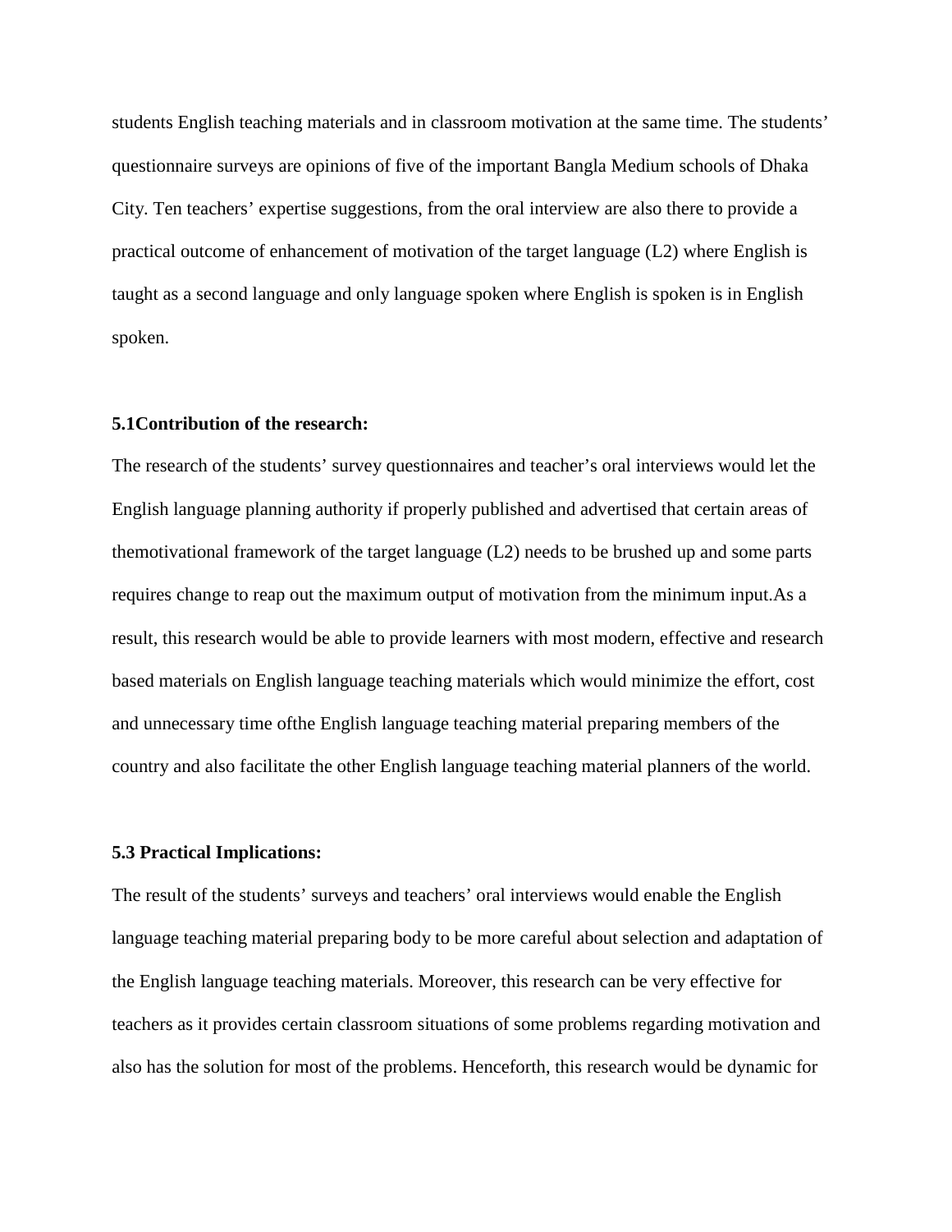students English teaching materials and in classroom motivation at the same time. The students' questionnaire surveys are opinions of five of the important Bangla Medium schools of Dhaka City. Ten teachers' expertise suggestions, from the oral interview are also there to provide a practical outcome of enhancement of motivation of the target language (L2) where English is taught as a second language and only language spoken where English is spoken is in English spoken.

### 5.1Contribution of the research:

The research of the students' survey questionnaires and teacher's oral interviews would let the English language planning authority if properly published and advertised that certain areas of themotivational framework of the target language (L2) needs to be brushed up and some parts requires change to reap out the maximum output of motivation from the minimum input.As a result, this research would be able to provide learners with most modern, effective and research based materials on English language teaching materials which would minimize the effort, cost and unnecessary time ofthe English language teaching material preparing members of the country and also facilitate the other English language teaching material planners of the world.

### 5.3 Practical Implications:

The result of the students' surveys and teachers' oral interviews would enable the English language teaching material preparing body to be more careful about selection and adaptation of the English language teaching materials. Moreover, this research can be very effective for teachers as it provides certain classroom situations of some problems regarding motivation and also has the solution for most of the problems. Henceforth, this research would be dynamic for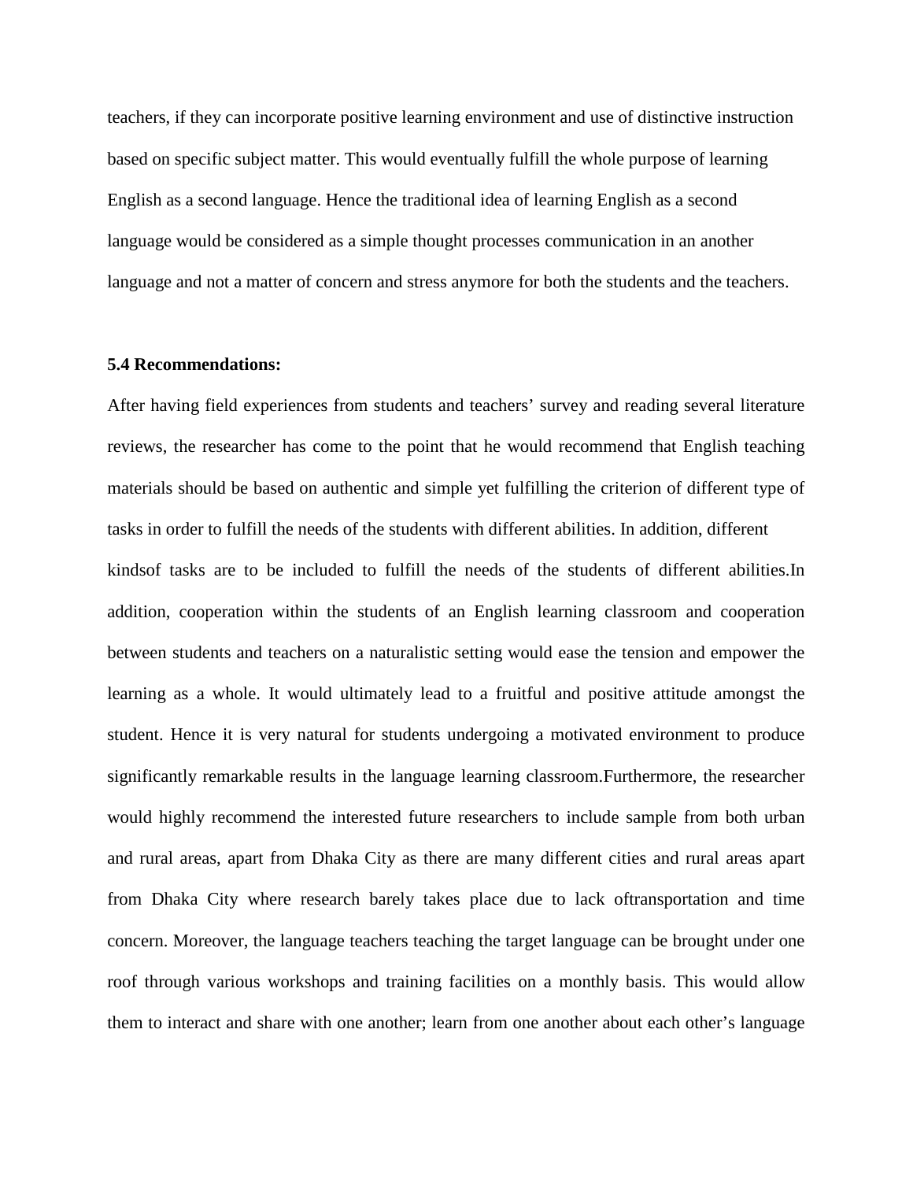teachers, if they can incorporate positive learning environment and use of distinctive instruction based on specific subject matter. This would eventually fulfill the whole purpose of learning English as a second language. Hence the traditional idea of learning English as a second language would be considered as a simple thought processes communication in an another language and not a matter of concern and stress anymore for both the students and the teachers.

**5.4 Recommendations:**

After having field experiences from students and teachers' survey and reading several literature reviews, the researcher has come to the point that he would recommend that English teaching materials should be based on authentic and simple yet fulfilling the criterion of different type of tasks in order to fulfill the needs of the students with different abilities. In addition, different kindsof tasks are to be included to fulfill the needs of the students of different abilities.In addition, cooperation within the students of an English learning classroom and cooperation between students and teachers on a naturalistic setting would ease the tension and empower the learning as a whole. It would ultimately lead to a fruitful and positive attitude amongst the student. Hence it is very natural for students undergoing a motivated environment to produce significantly remarkable results in the language learning classroom.Furthermore, the researcher would highly recommend the interested future researchers to include sample from both urban and rural areas, apart from Dhaka City as there are many different cities and rural areas apart from Dhaka City where research barely takes place due to lack oftransportation and time concern. Moreover, the language teachers teaching the target language can be brought under one roof through various workshops and training facilities on a monthly basis. This would allow them to interact and share with one another; learn from one another about each other's language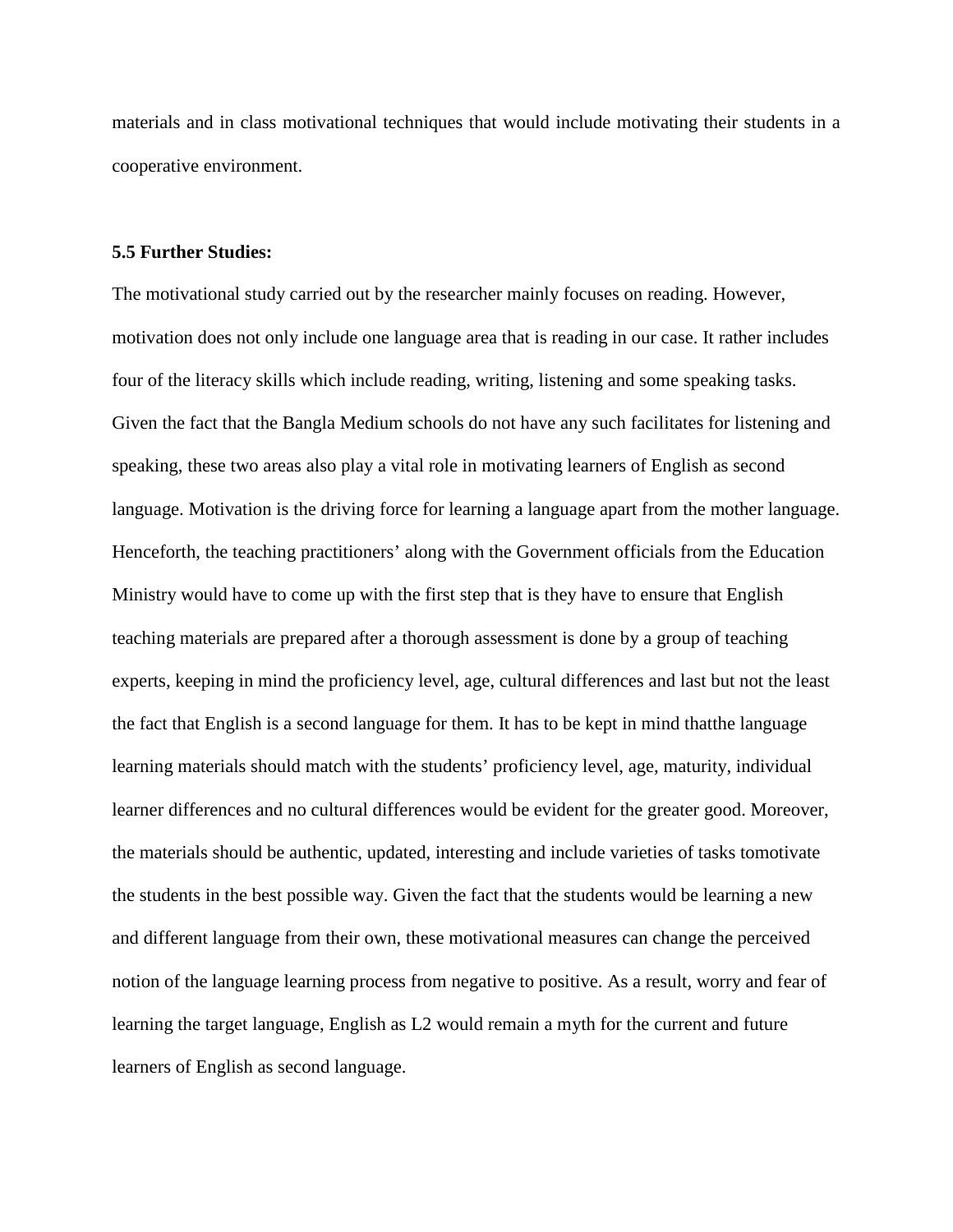materials and in class motivational techniques that would include motivating their students in a cooperative environment.

**5.5 Further Studies:**

The motivational study carried out by the researcher mainly focuses on reading. However, motivation does not only include one language area that is reading in our case. It rather includes four of the literacy skills which include reading, writing, listening and some speaking tasks. Given the fact that the Bangla Medium schools do not have any such facilitates for listening and speaking, these two areas also play a vital role in motivating learners of English as second language. Motivation is the driving force for learning a language apart from the mother language. Henceforth, the teaching practitioners' along with the Government officials from the Education Ministry would have to come up with the first step that is they have to ensure that English teaching materials are prepared after a thorough assessment is done by a group of teaching experts, keeping in mind the proficiency level, age, cultural differences and last but not the least the fact that English is a second language for them. It has to be kept in mind thatthe language learning materials should match with the students' proficiency level, age, maturity, individual learner differences and no cultural differences would be evident for the greater good. Moreover, the materials should be authentic, updated, interesting and include varieties of tasks tomotivate the students in the best possible way. Given the fact that the students would be learning a new and different language from their own, these motivational measures can change the perceived notion of the language learning process from negative to positive. As a result, worry and fear of learning the target language, English as L2 would remain a myth for the current and future learners of English as second language.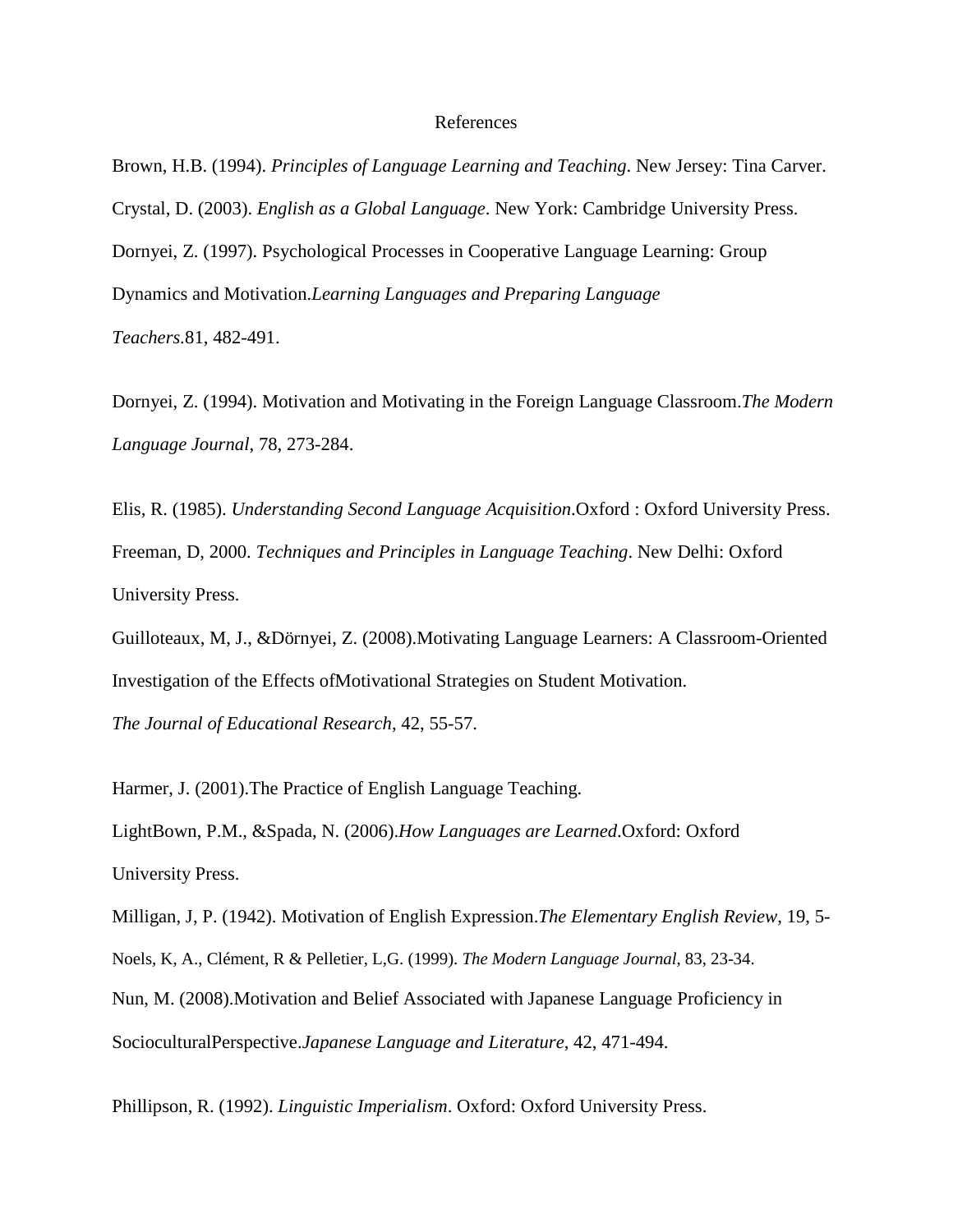# References

Brown, H.B. (1994). *Principles of Language Learning and Teaching*. New Jersey: Tina Carver.

Crystal, D. (2003). *English as a Global Language*. New York: Cambridge University Press.

Dornyei, Z. (1997). Psychological Processes in Cooperative Language Learning: Group Dynamics and Motivation.*Learning Languages and Preparing Language Teachers*.81, 482-491.

Dornyei, Z. (1994). Motivation and Motivating in the Foreign Language Classroom.*The Modern Language Journal*, 78, 273-284.

Elis, R. (1985). *Understanding Second Language Acquisition*.Oxford : Oxford University Press.

Freeman, D, 2000. *Techniques and Principles in Language Teaching*. New Delhi: Oxford University Press.

Guilloteaux, M, J., &Dörnyei, Z. (2008).Motivating Language Learners: A Classroom-Oriented Investigation of the Effects ofMotivational Strategies on Student Motivation. *The Journal of Educational Research*, 42, 55-57.

Harmer, J. (2001).The Practice of English Language Teaching.

LightBown, P.M., &Spada, N. (2006).*How Languages are Learned*.Oxford: Oxford University Press.

Milligan, J, P. (1942). Motivation of English Expression.*The Elementary English Review*, 19, 5-

Noels, K, A., Clément, R & Pelletier, L,G. (1999). *The Modern Language Journal*, 83, 23-34.

Nun, M. (2008).Motivation and Belief Associated with Japanese Language Proficiency in SocioculturalPerspective.*Japanese Language and Literature*, 42, 471-494.

Phillipson, R. (1992). *Linguistic Imperialism*. Oxford: Oxford University Press.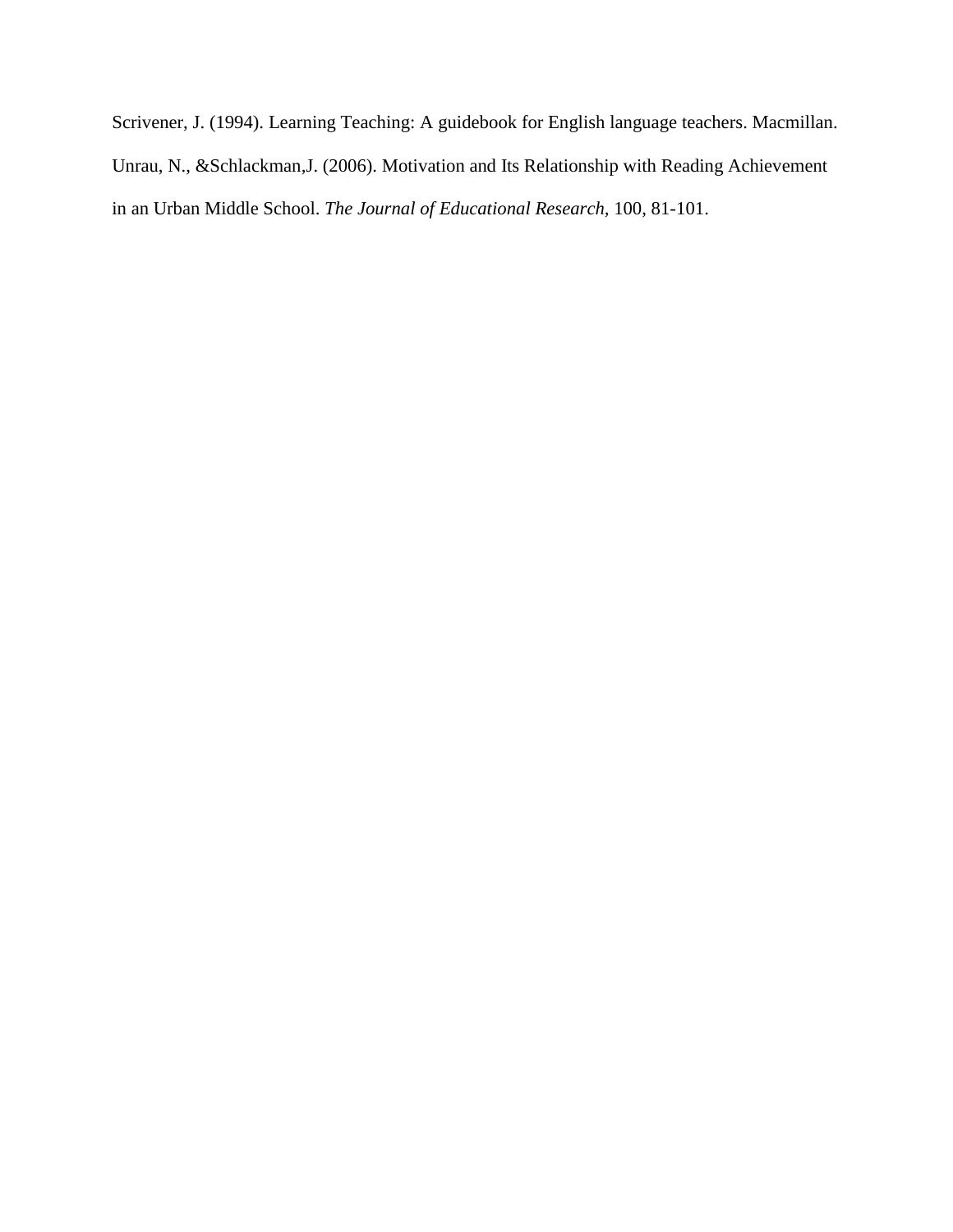Scrivener, J. (1994). Learning Teaching: A guidebook for English language teachers. Macmillan.

Unrau, N., &Schlackman,J. (2006). Motivation and Its Relationship with Reading Achievement in an Urban Middle School. *The Journal of Educational Research*, 100, 81-101.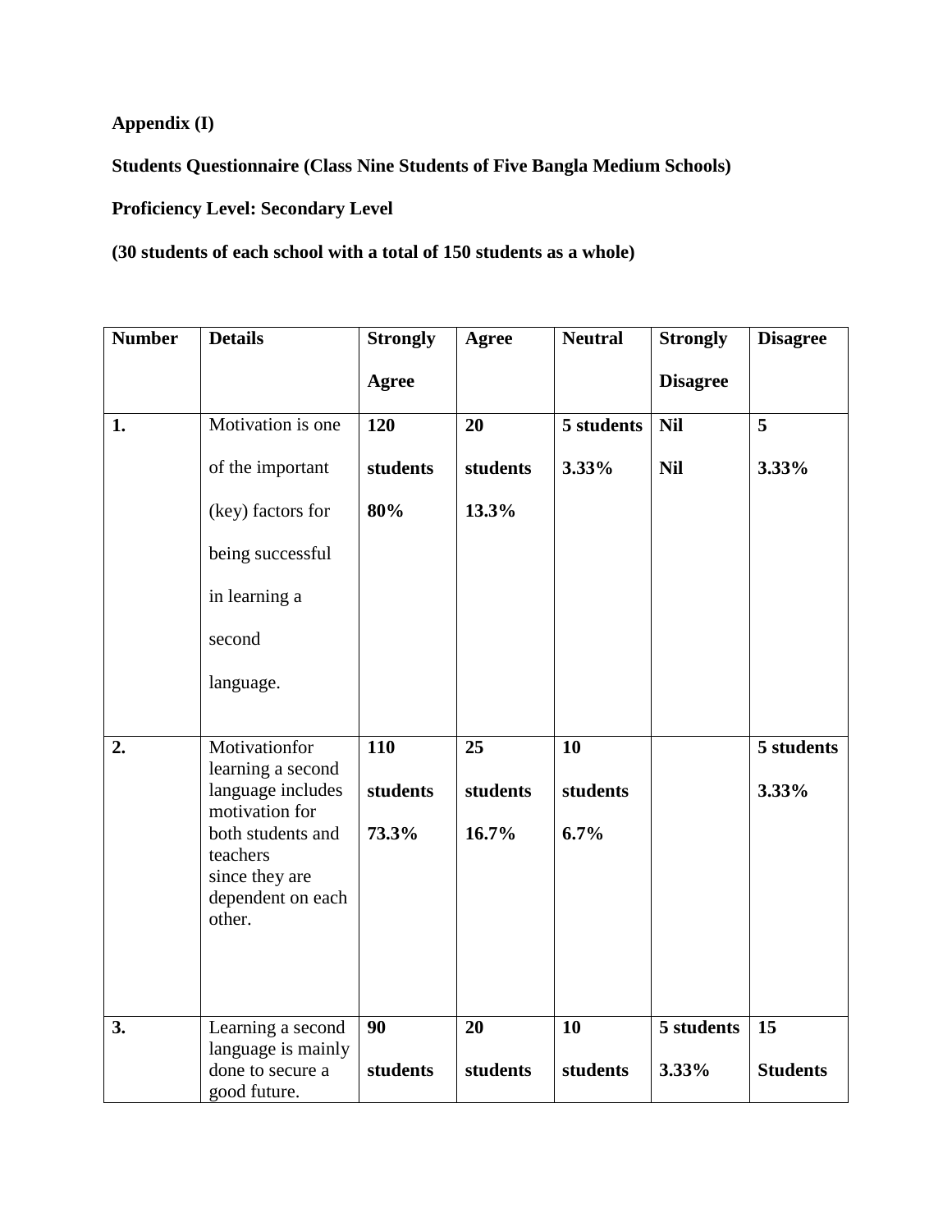**Appendix (I)**

**Students Questionnaire (Class Nine Students of Five Bangla Medium Schools)**

**Proficiency Level: Secondary Level**

**(30 students of each school with a total of 150 students as a whole)**

| Number | Details | Strongly Agree | Agree | Neutral | Strongly Disagree | Disagree |
|---|---|---|---|---|---|---|
| **1.** | Motivation is one of the important (key) factors for being successful in learning a second language. | **120 students 80%** | **20 students 13.3%** | **5 students 3.33%** | **Nil Nil** | **5 3.33%** |
| **2.** | Motivationfor learning a second language includes motivation for both students and teachers since they are dependent on each other. | **110 students 73.3%** | **25 students 16.7%** | **10 students 6.7%** | | **5 students 3.33%** |
| **3.** | Learning a second language is mainly done to secure a good future. | **90 students** | **20 students** | **10 students** | **5 students 3.33%** | **15 Students** |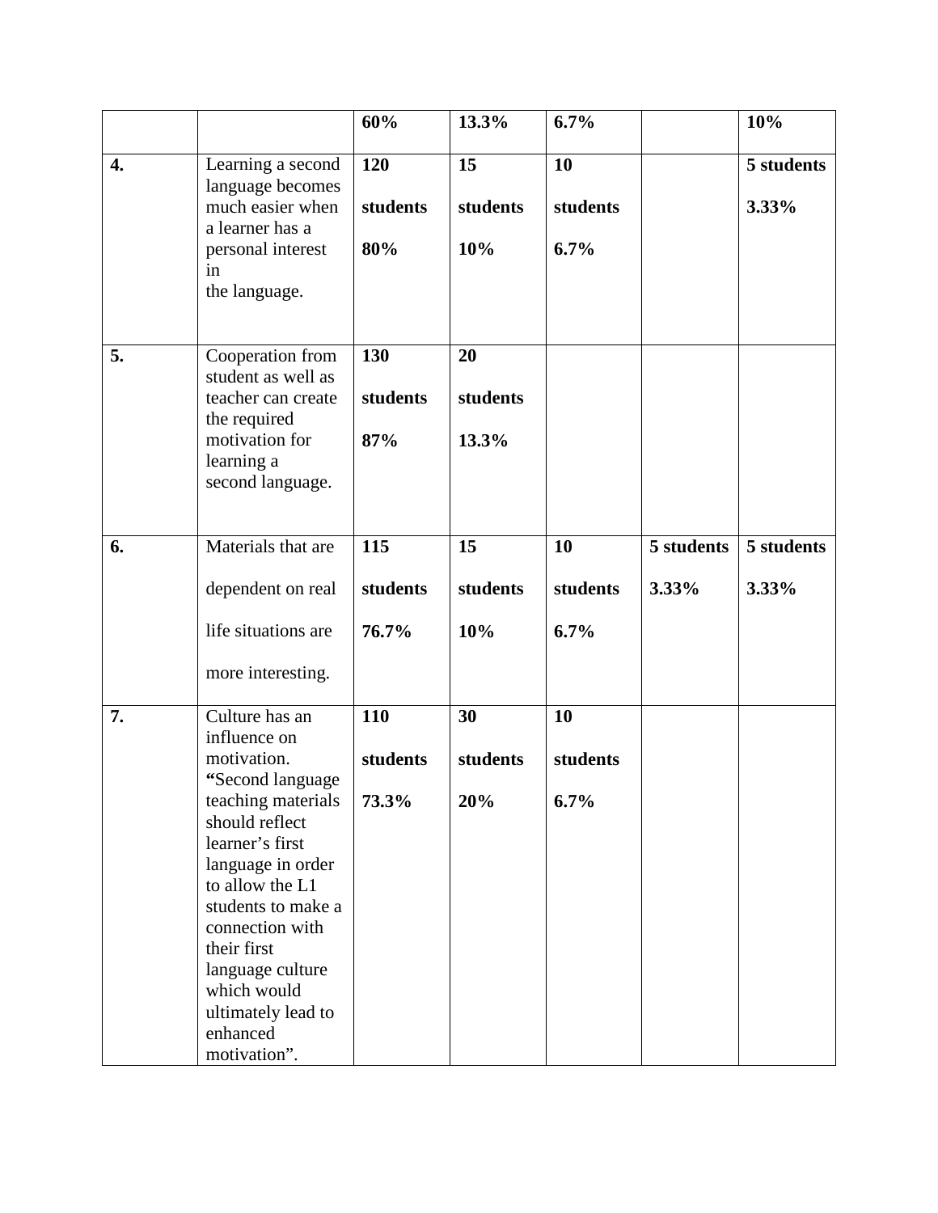| | | 60% | 13.3% | 6.7% | | 10% |
|---|---|---|---|---|---|---|
| **4.** | Learning a second language becomes much easier when a learner has a personal interest in the language. | **120 students 80%** | **15 students 10%** | **10 students 6.7%** | | **5 students 3.33%** |
| **5.** | Cooperation from student as well as teacher can create the required motivation for learning a second language. | **130 students 87%** | **20 students 13.3%** | | | |
| **6.** | Materials that are dependent on real life situations are more interesting. | **115 students 76.7%** | **15 students 10%** | **10 students 6.7%** | **5 students 3.33%** | **5 students 3.33%** |
| **7.** | Culture has an influence on motivation. **"**Second language teaching materials should reflect learner's first language in order to allow the L1 students to make a connection with their first language culture which would ultimately lead to enhanced motivation". | **110 students 73.3%** | **30 students 20%** | **10 students 6.7%** | | |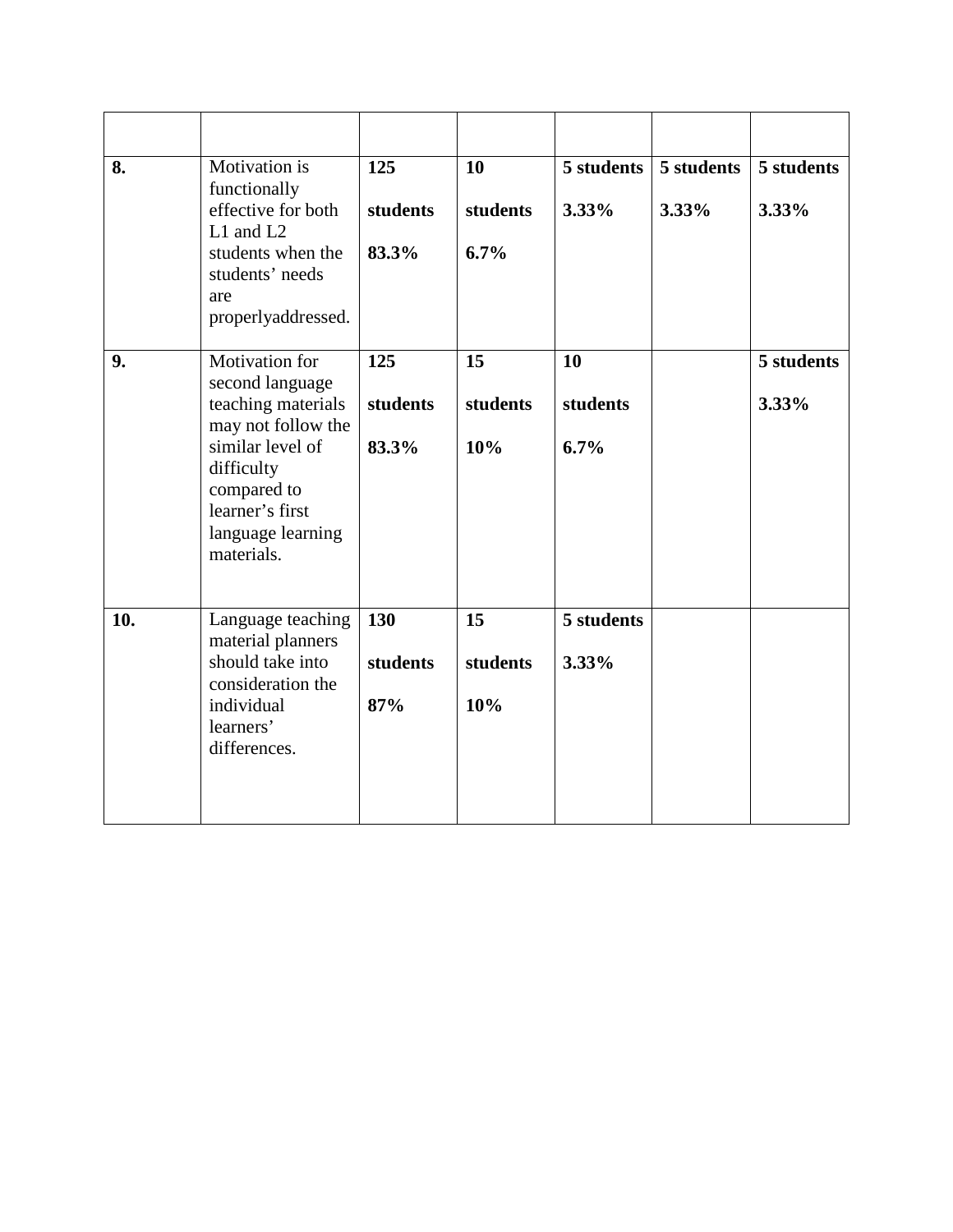| | | | | | | |
|---|---|---|---|---|---|---|
| **8.** | Motivation is functionally effective for both L1 and L2 students when the students' needs are properlyaddressed. | **125 students 83.3%** | **10 students 6.7%** | **5 students 3.33%** | **5 students 3.33%** | **5 students 3.33%** |
| **9.** | Motivation for second language teaching materials may not follow the similar level of difficulty compared to learner's first language learning materials. | **125 students 83.3%** | **15 students 10%** | **10 students 6.7%** | | **5 students 3.33%** |
| **10.** | Language teaching material planners should take into consideration the individual learners' differences. | **130 students 87%** | **15 students 10%** | **5 students 3.33%** | | |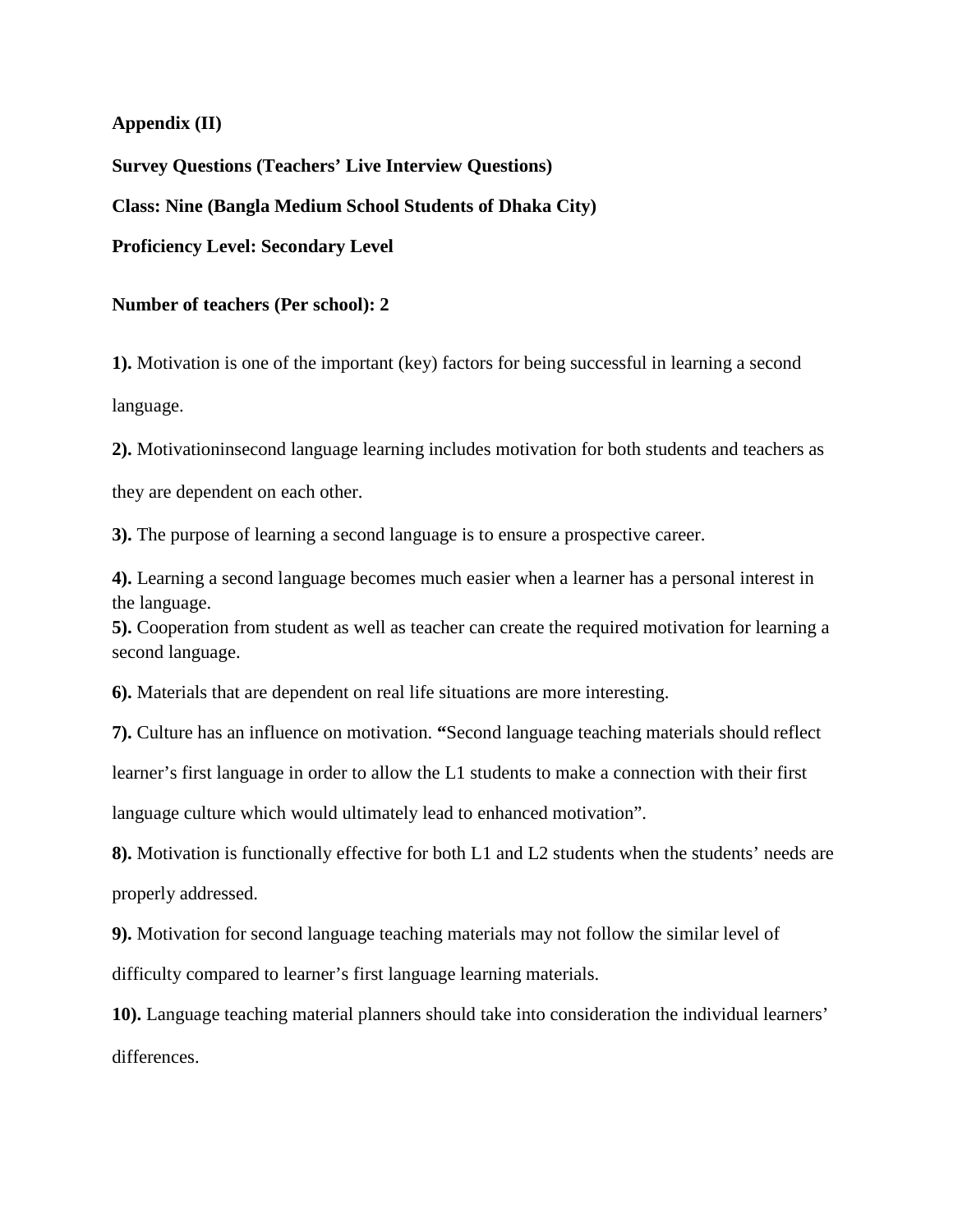**Appendix (II)**

**Survey Questions (Teachers' Live Interview Questions)**

**Class: Nine (Bangla Medium School Students of Dhaka City)**

**Proficiency Level: Secondary Level**

**Number of teachers (Per school): 2**

**1).** Motivation is one of the important (key) factors for being successful in learning a second language.

**2).** Motivationinsecond language learning includes motivation for both students and teachers as they are dependent on each other.

**3).** The purpose of learning a second language is to ensure a prospective career.

**4).** Learning a second language becomes much easier when a learner has a personal interest in the language.

**5).** Cooperation from student as well as teacher can create the required motivation for learning a second language.

**6).** Materials that are dependent on real life situations are more interesting.

**7).** Culture has an influence on motivation. **"**Second language teaching materials should reflect learner's first language in order to allow the L1 students to make a connection with their first language culture which would ultimately lead to enhanced motivation".

**8).** Motivation is functionally effective for both L1 and L2 students when the students' needs are properly addressed.

**9).** Motivation for second language teaching materials may not follow the similar level of difficulty compared to learner's first language learning materials.

**10).** Language teaching material planners should take into consideration the individual learners' differences.